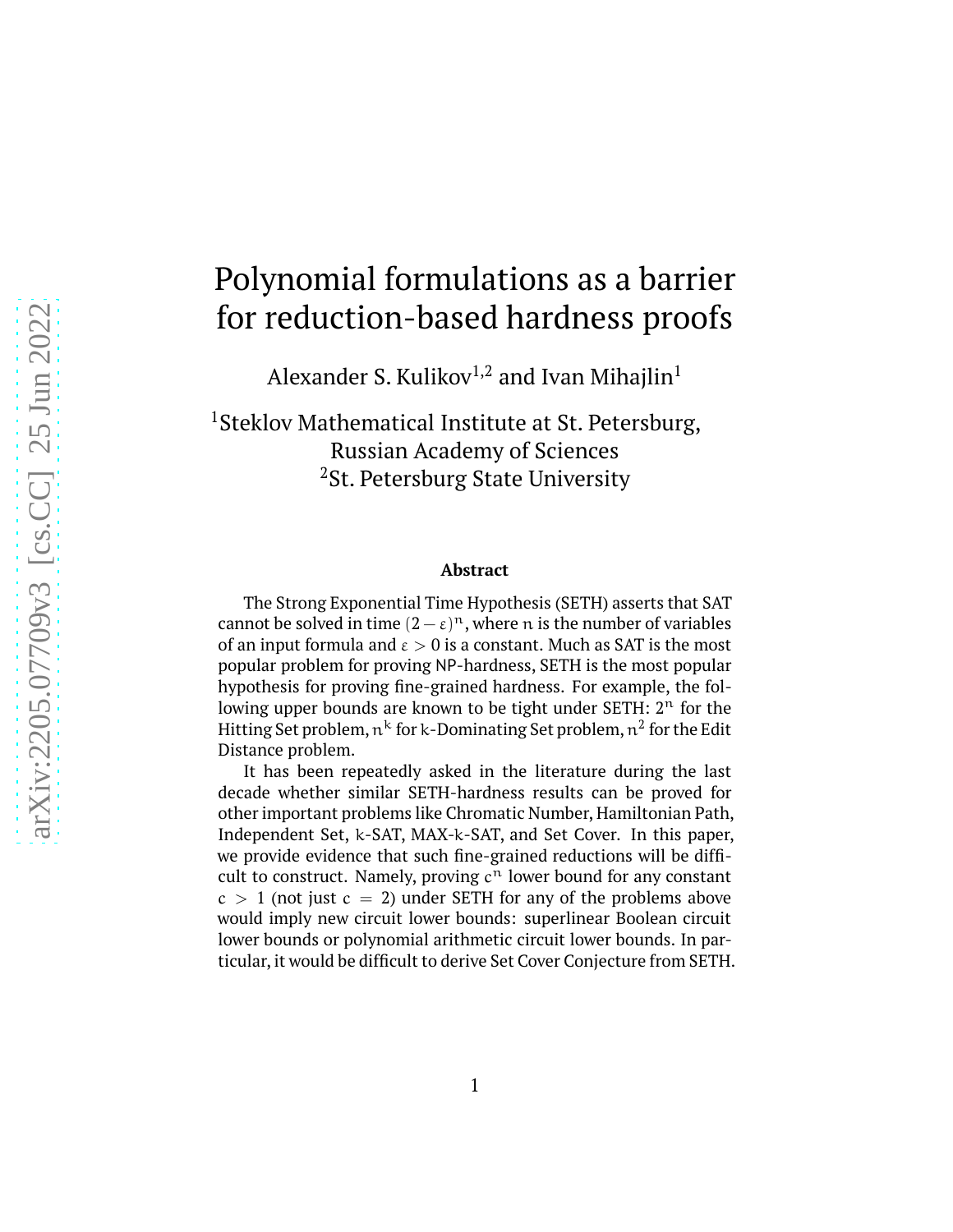# Polynomial formulations as a barrier for reduction-based hardness proofs

Alexander S. Kulikov[1,2] and Ivan Mihajlin[1]

[1]Steklov Mathematical Institute at St. Petersburg, Russian Academy of Sciences
[2]St. Petersburg State University

**Abstract**

The Strong Exponential Time Hypothesis (SETH) asserts that SAT cannot be solved in time $(2-\varepsilon)^n$, where $n$ is the number of variables of an input formula and $\varepsilon > 0$ is a constant. Much as SAT is the most popular problem for proving NP-hardness, SETH is the most popular hypothesis for proving fine-grained hardness. For example, the following upper bounds are known to be tight under SETH: $2^n$ for the Hitting Set problem, $n^k$ for $k$-Dominating Set problem, $n^2$ for the Edit Distance problem.

It has been repeatedly asked in the literature during the last decade whether similar SETH-hardness results can be proved for other important problems like Chromatic Number, Hamiltonian Path, Independent Set, $k$-SAT, MAX-$k$-SAT, and Set Cover. In this paper, we provide evidence that such fine-grained reductions will be difficult to construct. Namely, proving $c^n$ lower bound for any constant $c > 1$ (not just $c = 2$) under SETH for any of the problems above would imply new circuit lower bounds: superlinear Boolean circuit lower bounds or polynomial arithmetic circuit lower bounds. In particular, it would be difficult to derive Set Cover Conjecture from SETH.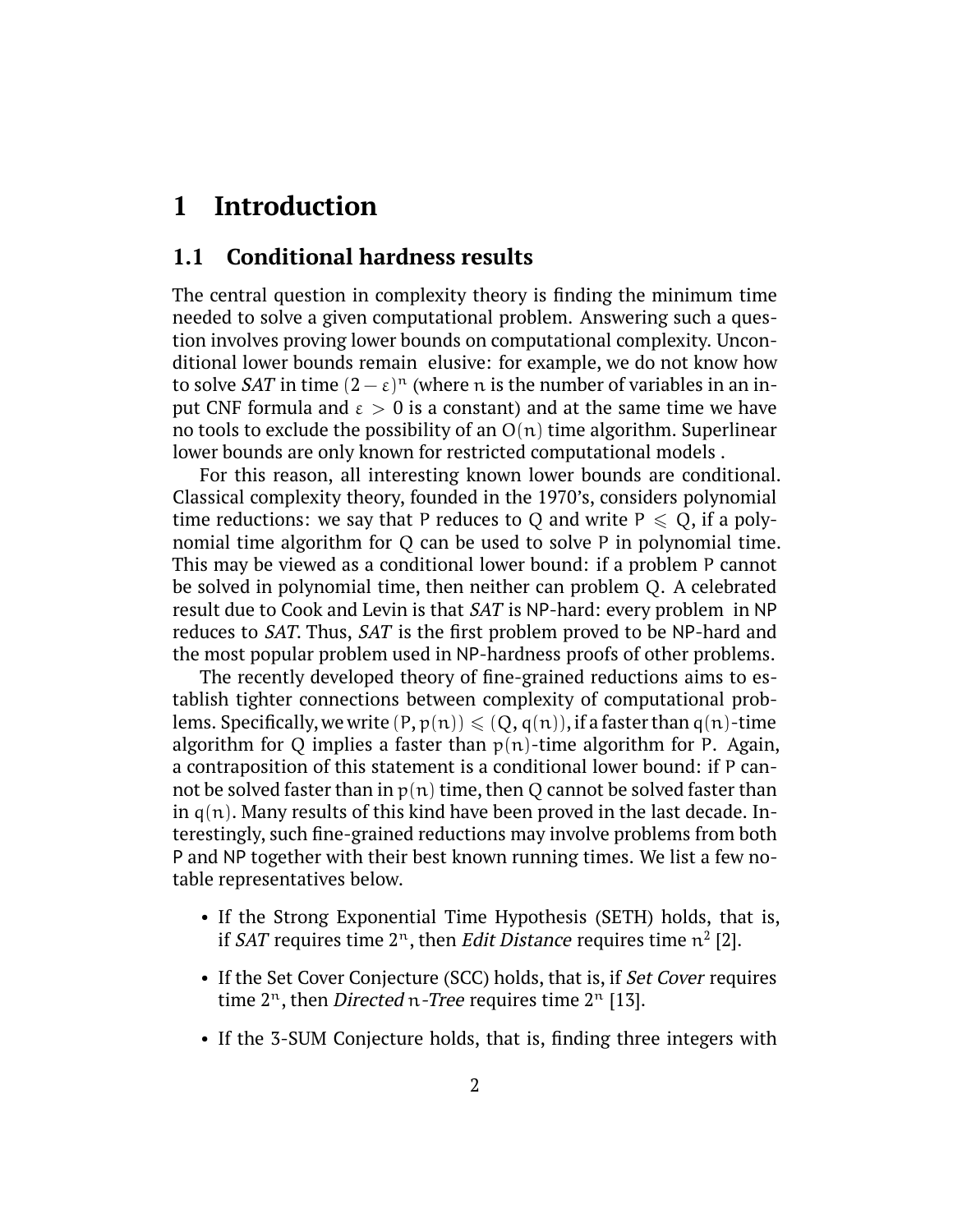# 1 Introduction

## 1.1 Conditional hardness results

The central question in complexity theory is finding the minimum time needed to solve a given computational problem. Answering such a question involves proving lower bounds on computational complexity. Unconditional lower bounds remain elusive: for example, we do not know how to solve *SAT* in time $(2-\varepsilon)^n$ (where $n$ is the number of variables in an input CNF formula and $\varepsilon > 0$ is a constant) and at the same time we have no tools to exclude the possibility of an $O(n)$ time algorithm. Superlinear lower bounds are only known for restricted computational models .

For this reason, all interesting known lower bounds are conditional. Classical complexity theory, founded in the 1970's, considers polynomial time reductions: we say that P reduces to Q and write $P \leqslant Q$, if a polynomial time algorithm for Q can be used to solve P in polynomial time. This may be viewed as a conditional lower bound: if a problem P cannot be solved in polynomial time, then neither can problem Q. A celebrated result due to Cook and Levin is that *SAT* is NP-hard: every problem in NP reduces to *SAT*. Thus, *SAT* is the first problem proved to be NP-hard and the most popular problem used in NP-hardness proofs of other problems.

The recently developed theory of fine-grained reductions aims to establish tighter connections between complexity of computational problems. Specifically, we write $(P, p(n)) \leqslant (Q, q(n))$, if a faster than $q(n)$-time algorithm for Q implies a faster than $p(n)$-time algorithm for P. Again, a contraposition of this statement is a conditional lower bound: if P cannot be solved faster than in $p(n)$ time, then Q cannot be solved faster than in $q(n)$. Many results of this kind have been proved in the last decade. Interestingly, such fine-grained reductions may involve problems from both P and NP together with their best known running times. We list a few notable representatives below.

- If the Strong Exponential Time Hypothesis (SETH) holds, that is, if *SAT* requires time $2^n$, then *Edit Distance* requires time $n^2$ [2].
- If the Set Cover Conjecture (SCC) holds, that is, if *Set Cover* requires time $2^n$, then *Directed* $n$*-Tree* requires time $2^n$ [13].
- If the 3-SUM Conjecture holds, that is, finding three integers with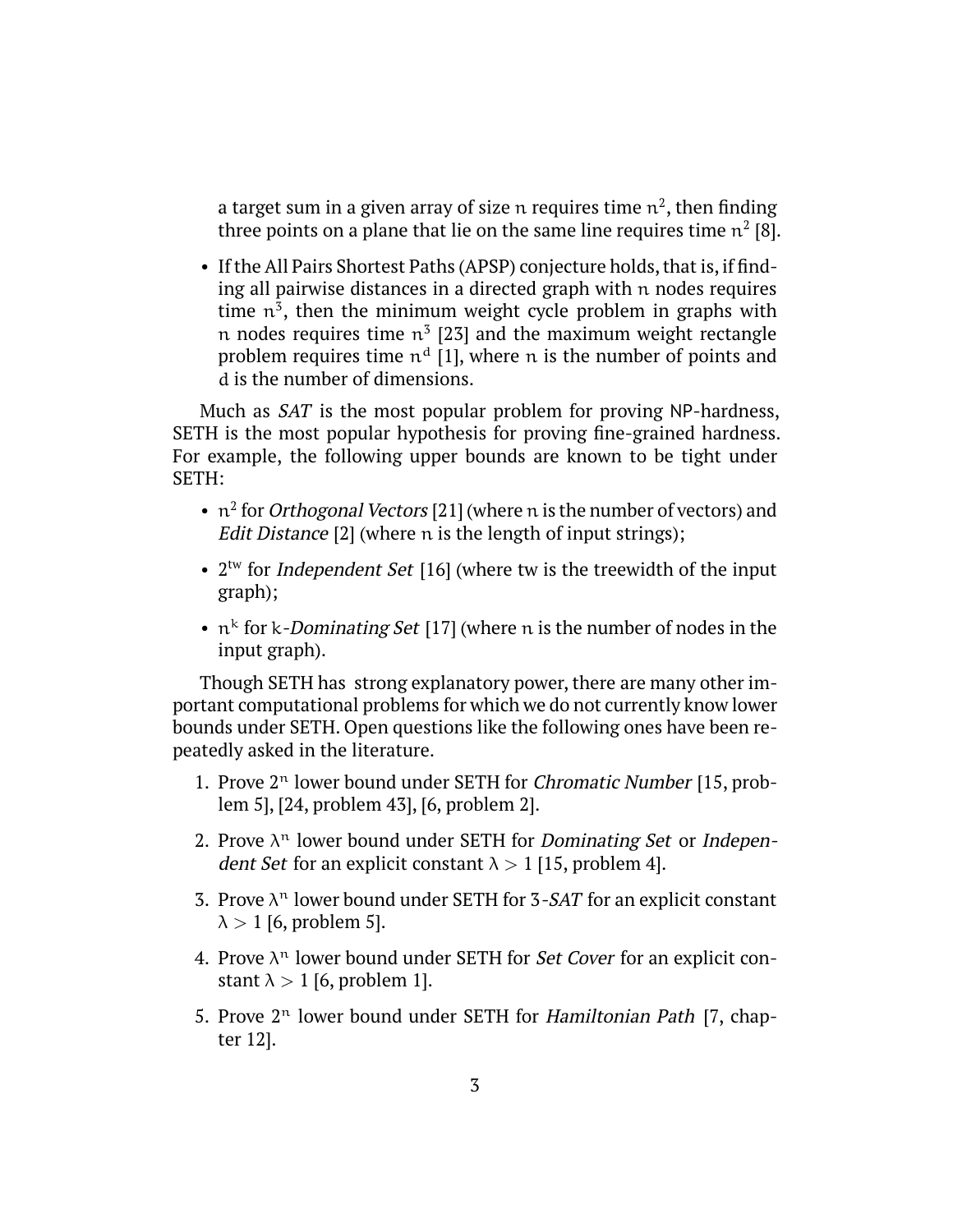a target sum in a given array of size $n$ requires time $n^2$, then finding three points on a plane that lie on the same line requires time $n^2$ [8].

- If the All Pairs Shortest Paths (APSP) conjecture holds, that is, if finding all pairwise distances in a directed graph with $n$ nodes requires time $n^3$, then the minimum weight cycle problem in graphs with $n$ nodes requires time $n^3$ [23] and the maximum weight rectangle problem requires time $n^d$ [1], where $n$ is the number of points and $d$ is the number of dimensions.

Much as *SAT* is the most popular problem for proving NP-hardness, SETH is the most popular hypothesis for proving fine-grained hardness. For example, the following upper bounds are known to be tight under SETH:

- $n^2$ for *Orthogonal Vectors* [21] (where $n$ is the number of vectors) and *Edit Distance* [2] (where $n$ is the length of input strings);
- $2^{tw}$ for *Independent Set* [16] (where tw is the treewidth of the input graph);
- $n^k$ for $k$-*Dominating Set* [17] (where $n$ is the number of nodes in the input graph).

Though SETH has strong explanatory power, there are many other important computational problems for which we do not currently know lower bounds under SETH. Open questions like the following ones have been repeatedly asked in the literature.

1. Prove $2^n$ lower bound under SETH for *Chromatic Number* [15, problem 5], [24, problem 43], [6, problem 2].
2. Prove $\lambda^n$ lower bound under SETH for *Dominating Set* or *Independent Set* for an explicit constant $\lambda > 1$ [15, problem 4].
3. Prove $\lambda^n$ lower bound under SETH for 3-*SAT* for an explicit constant $\lambda > 1$ [6, problem 5].
4. Prove $\lambda^n$ lower bound under SETH for *Set Cover* for an explicit constant $\lambda > 1$ [6, problem 1].
5. Prove $2^n$ lower bound under SETH for *Hamiltonian Path* [7, chapter 12].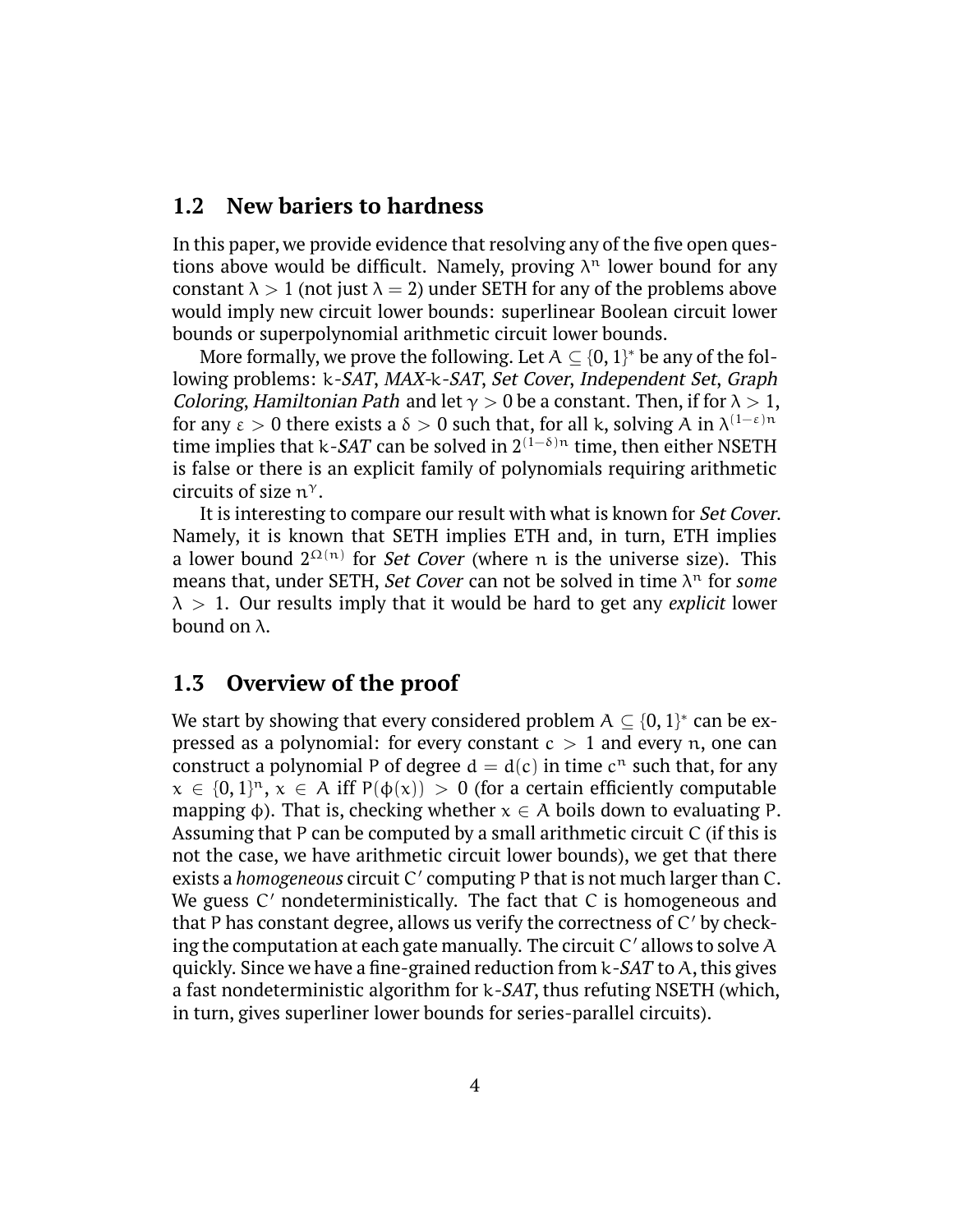## 1.2 New bariers to hardness

In this paper, we provide evidence that resolving any of the five open questions above would be difficult. Namely, proving $\lambda^n$ lower bound for any constant $\lambda > 1$ (not just $\lambda = 2$) under SETH for any of the problems above would imply new circuit lower bounds: superlinear Boolean circuit lower bounds or superpolynomial arithmetic circuit lower bounds.

More formally, we prove the following. Let $A \subseteq \{0,1\}^*$ be any of the following problems: $k$-*SAT*, *MAX*-$k$-*SAT*, *Set Cover*, *Independent Set*, *Graph Coloring*, *Hamiltonian Path* and let $\gamma > 0$ be a constant. Then, if for $\lambda > 1$, for any $\varepsilon > 0$ there exists a $\delta > 0$ such that, for all $k$, solving $A$ in $\lambda^{(1-\varepsilon)n}$ time implies that $k$-*SAT* can be solved in $2^{(1-\delta)n}$ time, then either NSETH is false or there is an explicit family of polynomials requiring arithmetic circuits of size $n^\gamma$.

It is interesting to compare our result with what is known for *Set Cover*. Namely, it is known that SETH implies ETH and, in turn, ETH implies a lower bound $2^{\Omega(n)}$ for *Set Cover* (where $n$ is the universe size). This means that, under SETH, *Set Cover* can not be solved in time $\lambda^n$ for *some* $\lambda > 1$. Our results imply that it would be hard to get any *explicit* lower bound on $\lambda$.

## 1.3 Overview of the proof

We start by showing that every considered problem $A \subseteq \{0,1\}^*$ can be expressed as a polynomial: for every constant $c > 1$ and every $n$, one can construct a polynomial $P$ of degree $d = d(c)$ in time $c^n$ such that, for any $x \in \{0,1\}^n$, $x \in A$ iff $P(\phi(x)) > 0$ (for a certain efficiently computable mapping $\phi$). That is, checking whether $x \in A$ boils down to evaluating $P$. Assuming that $P$ can be computed by a small arithmetic circuit $C$ (if this is not the case, we have arithmetic circuit lower bounds), we get that there exists a *homogeneous* circuit $C'$ computing $P$ that is not much larger than $C$. We guess $C'$ nondeterministically. The fact that $C$ is homogeneous and that $P$ has constant degree, allows us verify the correctness of $C'$ by checking the computation at each gate manually. The circuit $C'$ allows to solve $A$ quickly. Since we have a fine-grained reduction from $k$-*SAT* to $A$, this gives a fast nondeterministic algorithm for $k$-*SAT*, thus refuting NSETH (which, in turn, gives superliner lower bounds for series-parallel circuits).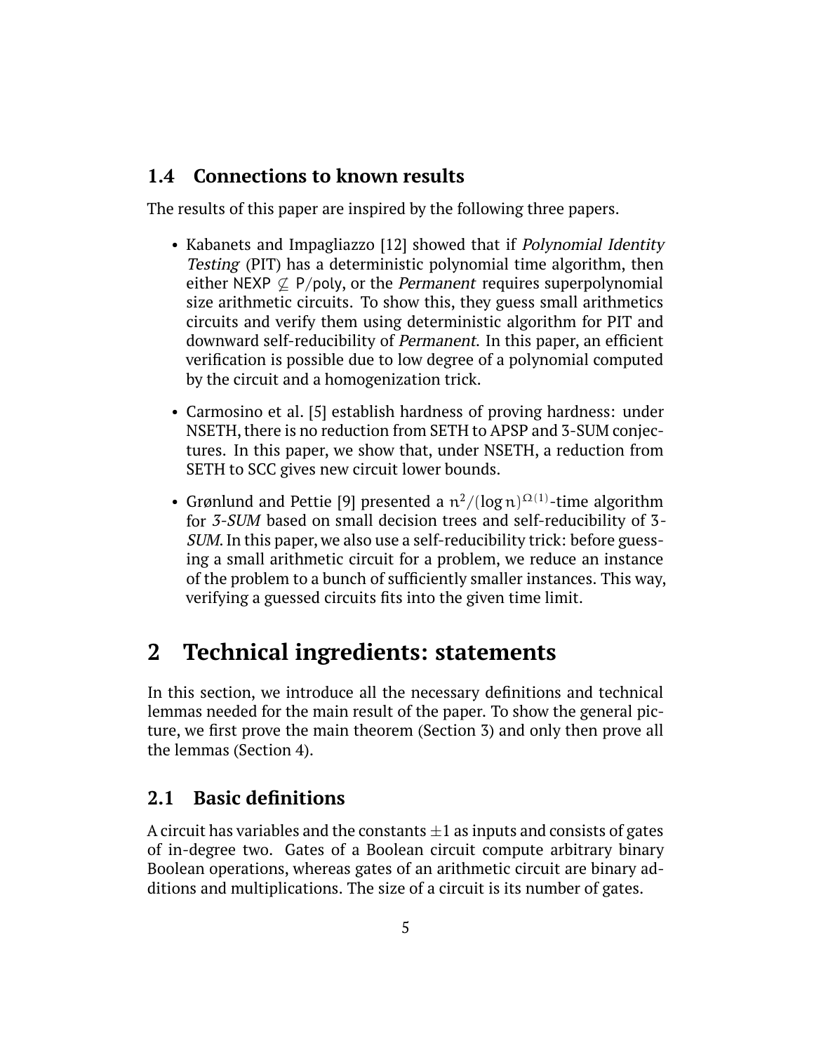### 1.4 Connections to known results

The results of this paper are inspired by the following three papers.

- Kabanets and Impagliazzo [12] showed that if *Polynomial Identity Testing* (PIT) has a deterministic polynomial time algorithm, then either $\mathsf{NEXP} \not\subseteq \mathsf{P/poly}$, or the *Permanent* requires superpolynomial size arithmetic circuits. To show this, they guess small arithmetics circuits and verify them using deterministic algorithm for PIT and downward self-reducibility of *Permanent*. In this paper, an efficient verification is possible due to low degree of a polynomial computed by the circuit and a homogenization trick.
- Carmosino et al. [5] establish hardness of proving hardness: under NSETH, there is no reduction from SETH to APSP and 3-SUM conjectures. In this paper, we show that, under NSETH, a reduction from SETH to SCC gives new circuit lower bounds.
- Grønlund and Pettie [9] presented a $n^2/(\log n)^{\Omega(1)}$-time algorithm for *3-SUM* based on small decision trees and self-reducibility of *3-SUM*. In this paper, we also use a self-reducibility trick: before guessing a small arithmetic circuit for a problem, we reduce an instance of the problem to a bunch of sufficiently smaller instances. This way, verifying a guessed circuits fits into the given time limit.

## 2 Technical ingredients: statements

In this section, we introduce all the necessary definitions and technical lemmas needed for the main result of the paper. To show the general picture, we first prove the main theorem (Section 3) and only then prove all the lemmas (Section 4).

### 2.1 Basic definitions

A circuit has variables and the constants $\pm 1$ as inputs and consists of gates of in-degree two. Gates of a Boolean circuit compute arbitrary binary Boolean operations, whereas gates of an arithmetic circuit are binary additions and multiplications. The size of a circuit is its number of gates.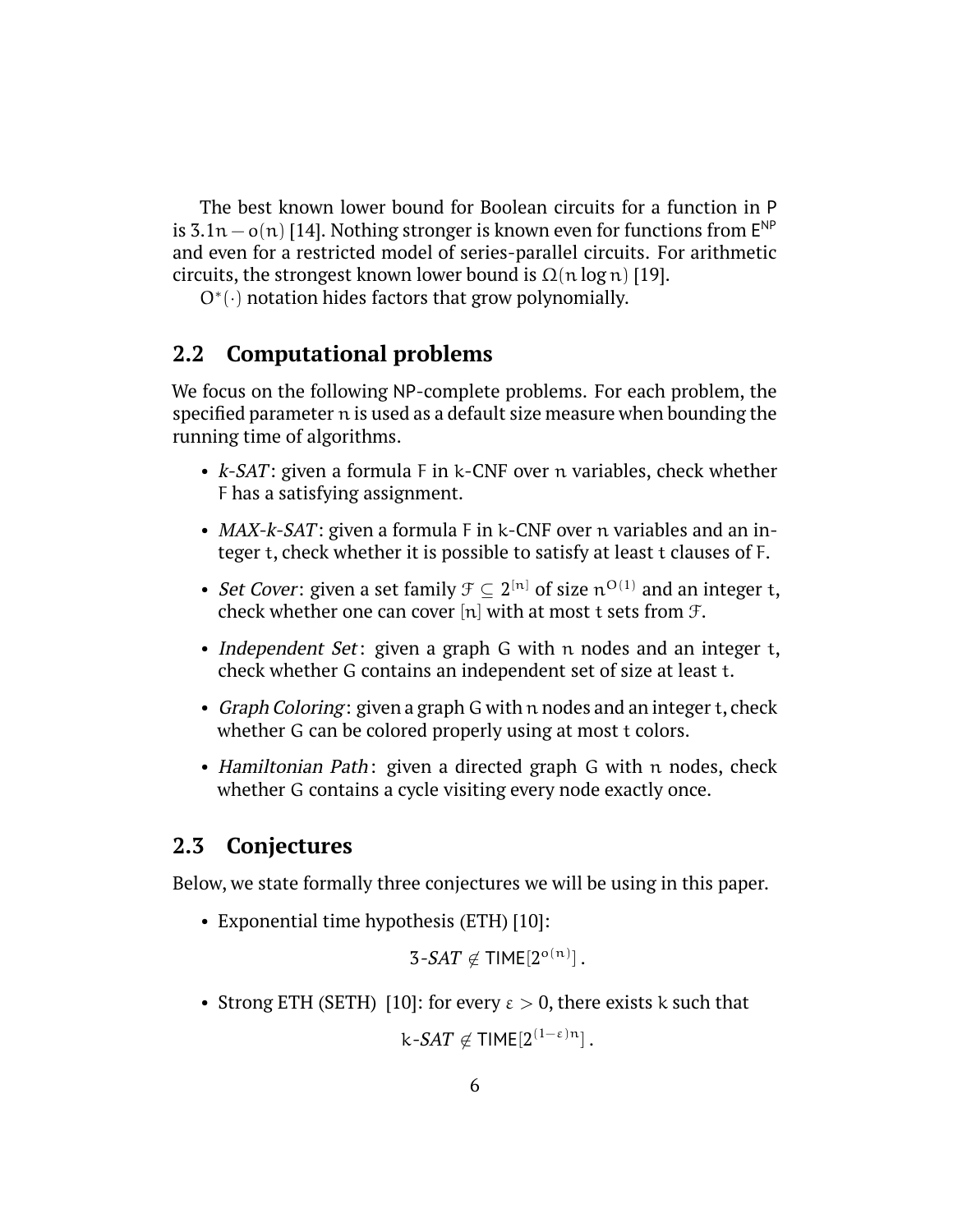The best known lower bound for Boolean circuits for a function in P is $3.1n - o(n)$ [14]. Nothing stronger is known even for functions from $\mathsf{E}^{\mathsf{NP}}$ and even for a restricted model of series-parallel circuits. For arithmetic circuits, the strongest known lower bound is $\Omega(n \log n)$ [19].

$O^*(\cdot)$ notation hides factors that grow polynomially.

## 2.2 Computational problems

We focus on the following NP-complete problems. For each problem, the specified parameter $n$ is used as a default size measure when bounding the running time of algorithms.

- *k-SAT*: given a formula $F$ in $k$-CNF over $n$ variables, check whether $F$ has a satisfying assignment.
- *MAX-k-SAT*: given a formula $F$ in $k$-CNF over $n$ variables and an integer $t$, check whether it is possible to satisfy at least $t$ clauses of $F$.
- *Set Cover*: given a set family $\mathcal{F} \subseteq 2^{[n]}$ of size $n^{O(1)}$ and an integer $t$, check whether one can cover $[n]$ with at most $t$ sets from $\mathcal{F}$.
- *Independent Set*: given a graph $G$ with $n$ nodes and an integer $t$, check whether $G$ contains an independent set of size at least $t$.
- *Graph Coloring*: given a graph $G$ with $n$ nodes and an integer $t$, check whether $G$ can be colored properly using at most $t$ colors.
- *Hamiltonian Path*: given a directed graph $G$ with $n$ nodes, check whether $G$ contains a cycle visiting every node exactly once.

## 2.3 Conjectures

Below, we state formally three conjectures we will be using in this paper.

- Exponential time hypothesis (ETH) [10]:

$$3\text{-}SAT \notin \mathsf{TIME}[2^{o(n)}] .$$

- Strong ETH (SETH) [10]: for every $\varepsilon > 0$, there exists $k$ such that

$$k\text{-}SAT \notin \mathsf{TIME}[2^{(1-\varepsilon)n}] .$$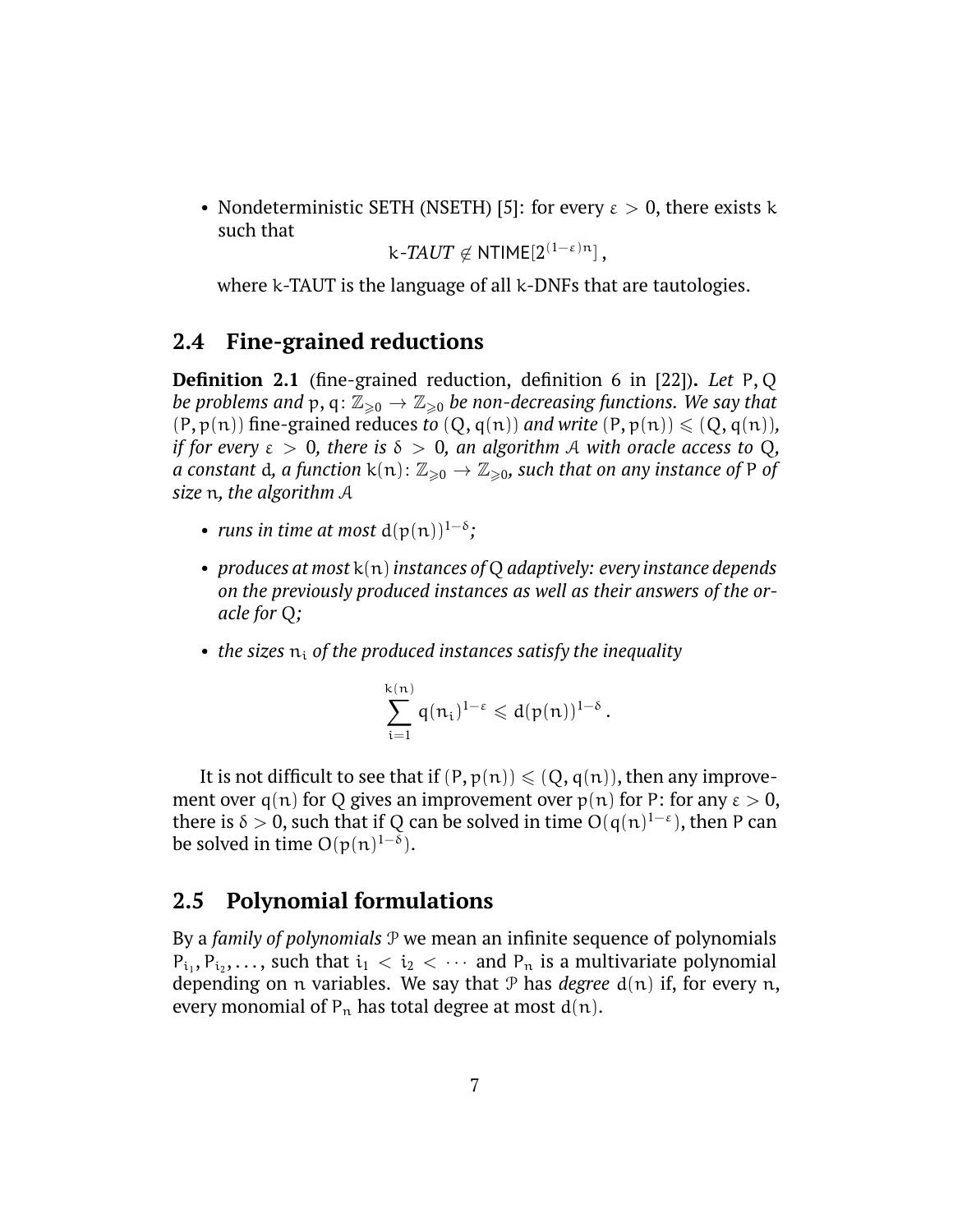- Nondeterministic SETH (NSETH) [5]: for every $\varepsilon > 0$, there exists $k$ such that

$$k\text{-}TAUT \notin \mathsf{NTIME}[2^{(1-\varepsilon)n}]\,,$$

  where $k$-TAUT is the language of all $k$-DNFs that are tautologies.

## 2.4 Fine-grained reductions

**Definition 2.1** (fine-grained reduction, definition 6 in [22])**.** *Let $P, Q$ be problems and $p, q\colon \mathbb{Z}_{\geqslant 0} \to \mathbb{Z}_{\geqslant 0}$ be non-decreasing functions. We say that $(P, p(n))$* fine-grained reduces *to $(Q, q(n))$ and write $(P, p(n)) \leqslant (Q, q(n))$, if for every $\varepsilon > 0$, there is $\delta > 0$, an algorithm $\mathcal{A}$ with oracle access to $Q$, a constant $d$, a function $k(n)\colon \mathbb{Z}_{\geqslant 0} \to \mathbb{Z}_{\geqslant 0}$, such that on any instance of $P$ of size $n$, the algorithm $\mathcal{A}$*

- *runs in time at most $d(p(n))^{1-\delta}$;*
- *produces at most $k(n)$ instances of $Q$ adaptively: every instance depends on the previously produced instances as well as their answers of the oracle for $Q$;*
- *the sizes $n_i$ of the produced instances satisfy the inequality*

$$\sum_{i=1}^{k(n)} q(n_i)^{1-\varepsilon} \leqslant d(p(n))^{1-\delta}\,.$$

It is not difficult to see that if $(P, p(n)) \leqslant (Q, q(n))$, then any improvement over $q(n)$ for $Q$ gives an improvement over $p(n)$ for $P$: for any $\varepsilon > 0$, there is $\delta > 0$, such that if $Q$ can be solved in time $O(q(n)^{1-\varepsilon})$, then $P$ can be solved in time $O(p(n)^{1-\delta})$.

## 2.5 Polynomial formulations

By a *family of polynomials* $\mathcal{P}$ we mean an infinite sequence of polynomials $P_{i_1}, P_{i_2}, \ldots$, such that $i_1 < i_2 < \cdots$ and $P_n$ is a multivariate polynomial depending on $n$ variables. We say that $\mathcal{P}$ has *degree* $d(n)$ if, for every $n$, every monomial of $P_n$ has total degree at most $d(n)$.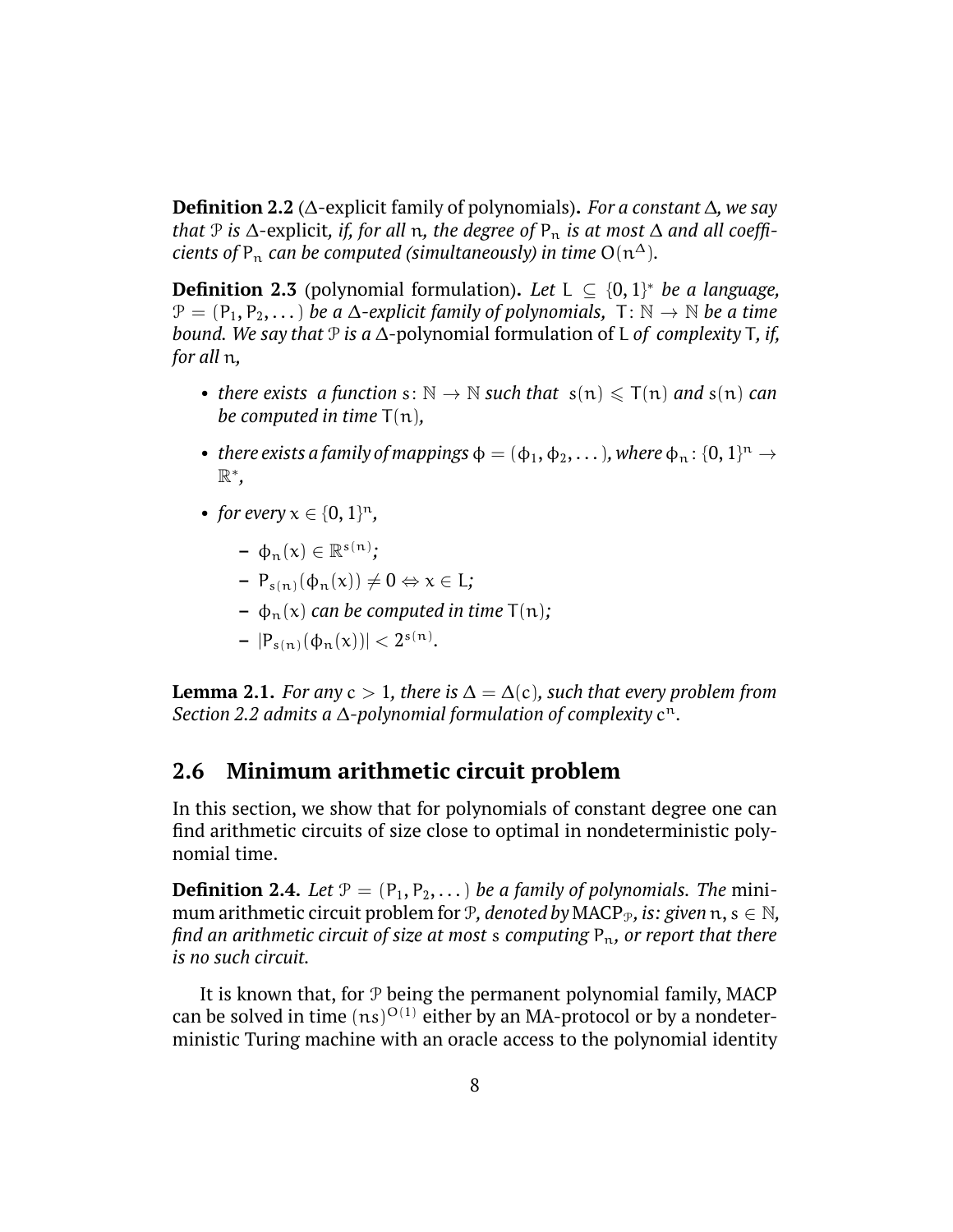**Definition 2.2** ($\Delta$-explicit family of polynomials)**.** *For a constant $\Delta$, we say that $\mathcal{P}$ is* $\Delta$-explicit*, if, for all $n$, the degree of $P_n$ is at most $\Delta$ and all coefficients of $P_n$ can be computed (simultaneously) in time $O(n^\Delta)$.*

**Definition 2.3** (polynomial formulation)**.** *Let $L \subseteq \{0,1\}^*$ be a language, $\mathcal{P} = (P_1, P_2, \dots)$ be a $\Delta$-explicit family of polynomials, $T \colon \mathbb{N} \to \mathbb{N}$ be a time bound. We say that $\mathcal{P}$ is a* $\Delta$-polynomial formulation of $L$ *of complexity* $T$*, if, for all $n$,*

- *there exists a function $s \colon \mathbb{N} \to \mathbb{N}$ such that $s(n) \leqslant T(n)$ and $s(n)$ can be computed in time $T(n)$,*
- *there exists a family of mappings $\phi = (\phi_1, \phi_2, \dots)$, where $\phi_n \colon \{0,1\}^n \to \mathbb{R}^*$,*
- *for every $x \in \{0,1\}^n$,*
  - *$\phi_n(x) \in \mathbb{R}^{s(n)}$;*
  - *$P_{s(n)}(\phi_n(x)) \neq 0 \Leftrightarrow x \in L$;*
  - *$\phi_n(x)$ can be computed in time $T(n)$;*
  - *$|P_{s(n)}(\phi_n(x))| < 2^{s(n)}$.*

**Lemma 2.1.** *For any $c > 1$, there is $\Delta = \Delta(c)$, such that every problem from Section 2.2 admits a $\Delta$-polynomial formulation of complexity $c^n$.*

## 2.6 Minimum arithmetic circuit problem

In this section, we show that for polynomials of constant degree one can find arithmetic circuits of size close to optimal in nondeterministic polynomial time.

**Definition 2.4.** *Let $\mathcal{P} = (P_1, P_2, \dots)$ be a family of polynomials. The* minimum arithmetic circuit problem *for $\mathcal{P}$, denoted by* $\mathrm{MACP}_{\mathcal{P}}$*, is: given $n, s \in \mathbb{N}$, find an arithmetic circuit of size at most $s$ computing $P_n$, or report that there is no such circuit.*

It is known that, for $\mathcal{P}$ being the permanent polynomial family, MACP can be solved in time $(ns)^{O(1)}$ either by an MA-protocol or by a nondeterministic Turing machine with an oracle access to the polynomial identity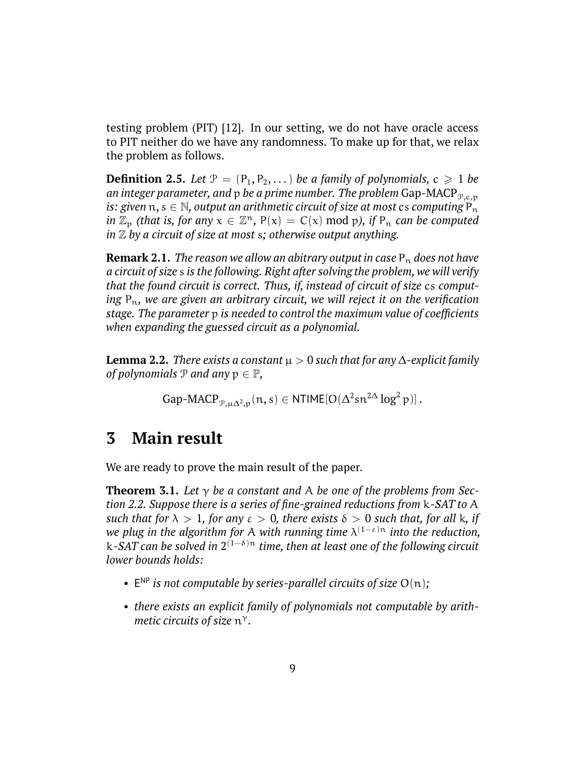testing problem (PIT) [12]. In our setting, we do not have oracle access to PIT neither do we have any randomness. To make up for that, we relax the problem as follows.

**Definition 2.5.** *Let $\mathcal{P} = (P_1, P_2, \dots)$ be a family of polynomials, $c \geqslant 1$ be an integer parameter, and $p$ be a prime number. The problem $\text{Gap-MACP}_{\mathcal{P},c,p}$ is: given $n, s \in \mathbb{N}$, output an arithmetic circuit of size at most $cs$ computing $P_n$ in $\mathbb{Z}_p$ (that is, for any $x \in \mathbb{Z}^n$, $P(x) = C(x) \bmod p$), if $P_n$ can be computed in $\mathbb{Z}$ by a circuit of size at most $s$; otherwise output anything.*

**Remark 2.1.** *The reason we allow an abitrary output in case $P_n$ does not have a circuit of size $s$ is the following. Right after solving the problem, we will verify that the found circuit is correct. Thus, if, instead of circuit of size $cs$ computing $P_n$, we are given an arbitrary circuit, we will reject it on the verification stage. The parameter $p$ is needed to control the maximum value of coefficients when expanding the guessed circuit as a polynomial.*

**Lemma 2.2.** *There exists a constant $\mu > 0$ such that for any $\Delta$-explicit family of polynomials $\mathcal{P}$ and any $p \in \mathbb{P}$,*

$$\text{Gap-MACP}_{\mathcal{P},\mu\Delta^2,p}(n, s) \in \mathsf{NTIME}[O(\Delta^2 s n^{2\Delta} \log^2 p)]\,.$$

# 3 Main result

We are ready to prove the main result of the paper.

**Theorem 3.1.** *Let $\gamma$ be a constant and $A$ be one of the problems from Section 2.2. Suppose there is a series of fine-grained reductions from $k$-SAT to $A$ such that for $\lambda > 1$, for any $\varepsilon > 0$, there exists $\delta > 0$ such that, for all $k$, if we plug in the algorithm for $A$ with running time $\lambda^{(1-\varepsilon)n}$ into the reduction, $k$-SAT can be solved in $2^{(1-\delta)n}$ time, then at least one of the following circuit lower bounds holds:*

- *$\mathsf{E}^{\mathsf{NP}}$ is not computable by series-parallel circuits of size $O(n)$;*
- *there exists an explicit family of polynomials not computable by arithmetic circuits of size $n^{\gamma}$.*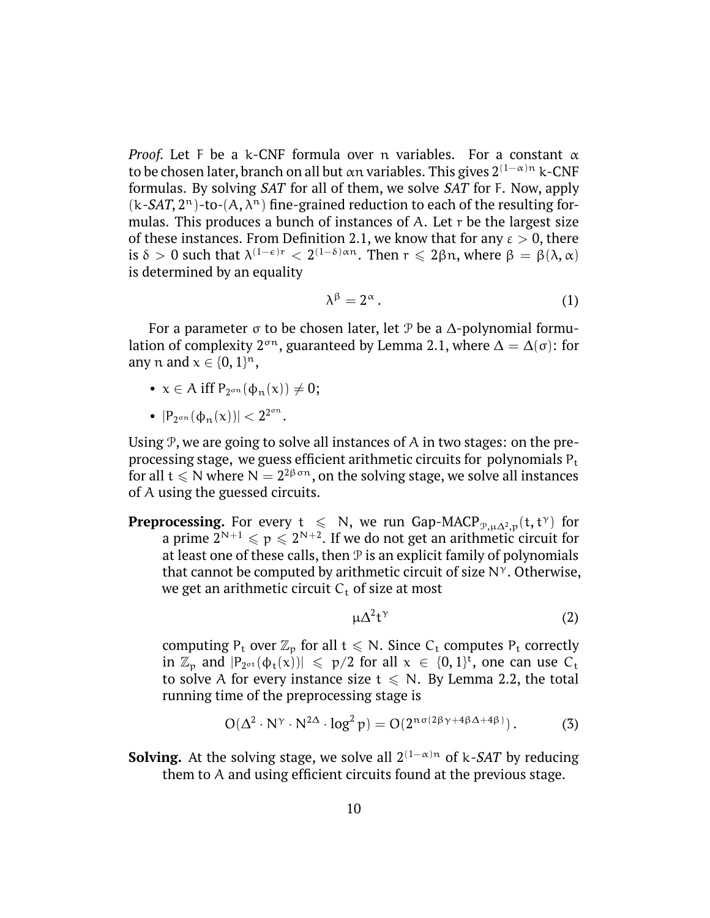*Proof.* Let $F$ be a $k$-CNF formula over $n$ variables. For a constant $\alpha$ to be chosen later, branch on all but $\alpha n$ variables. This gives $2^{(1-\alpha)n}$ $k$-CNF formulas. By solving *SAT* for all of them, we solve *SAT* for $F$. Now, apply $(k\text{-}SAT, 2^n)$-to-$(A, \lambda^n)$ fine-grained reduction to each of the resulting formulas. This produces a bunch of instances of $A$. Let $r$ be the largest size of these instances. From Definition 2.1, we know that for any $\varepsilon > 0$, there is $\delta > 0$ such that $\lambda^{(1-\epsilon)r} < 2^{(1-\delta)\alpha n}$. Then $r \leqslant 2\beta n$, where $\beta = \beta(\lambda, \alpha)$ is determined by an equality

$$\lambda^{\beta} = 2^{\alpha}\,. \tag{1}$$

For a parameter $\sigma$ to be chosen later, let $\mathcal{P}$ be a $\Delta$-polynomial formulation of complexity $2^{\sigma n}$, guaranteed by Lemma 2.1, where $\Delta = \Delta(\sigma)$: for any $n$ and $x \in \{0,1\}^n$,

- $x \in A$ iff $P_{2^{\sigma n}}(\phi_n(x)) \neq 0$;
- $|P_{2^{\sigma n}}(\phi_n(x))| < 2^{2^{\sigma n}}$.

Using $\mathcal{P}$, we are going to solve all instances of $A$ in two stages: on the preprocessing stage, we guess efficient arithmetic circuits for polynomials $P_t$ for all $t \leqslant N$ where $N = 2^{2\beta\sigma n}$, on the solving stage, we solve all instances of $A$ using the guessed circuits.

**Preprocessing.** For every $t \leqslant N$, we run Gap-MACP$_{\mathcal{P},\mu\Delta^2,p}(t, t^{\gamma})$ for a prime $2^{N+1} \leqslant p \leqslant 2^{N+2}$. If we do not get an arithmetic circuit for at least one of these calls, then $\mathcal{P}$ is an explicit family of polynomials that cannot be computed by arithmetic circuit of size $N^{\gamma}$. Otherwise, we get an arithmetic circuit $C_t$ of size at most

$$\mu\Delta^2 t^{\gamma} \tag{2}$$

computing $P_t$ over $\mathbb{Z}_p$ for all $t \leqslant N$. Since $C_t$ computes $P_t$ correctly in $\mathbb{Z}_p$ and $|P_{2^{\sigma t}}(\phi_t(x))| \leqslant p/2$ for all $x \in \{0,1\}^t$, one can use $C_t$ to solve $A$ for every instance size $t \leqslant N$. By Lemma 2.2, the total running time of the preprocessing stage is

$$O(\Delta^2 \cdot N^{\gamma} \cdot N^{2\Delta} \cdot \log^2 p) = O(2^{n\sigma(2\beta\gamma+4\beta\Delta+4\beta)})\,. \tag{3}$$

**Solving.** At the solving stage, we solve all $2^{(1-\alpha)n}$ of $k$-*SAT* by reducing them to $A$ and using efficient circuits found at the previous stage.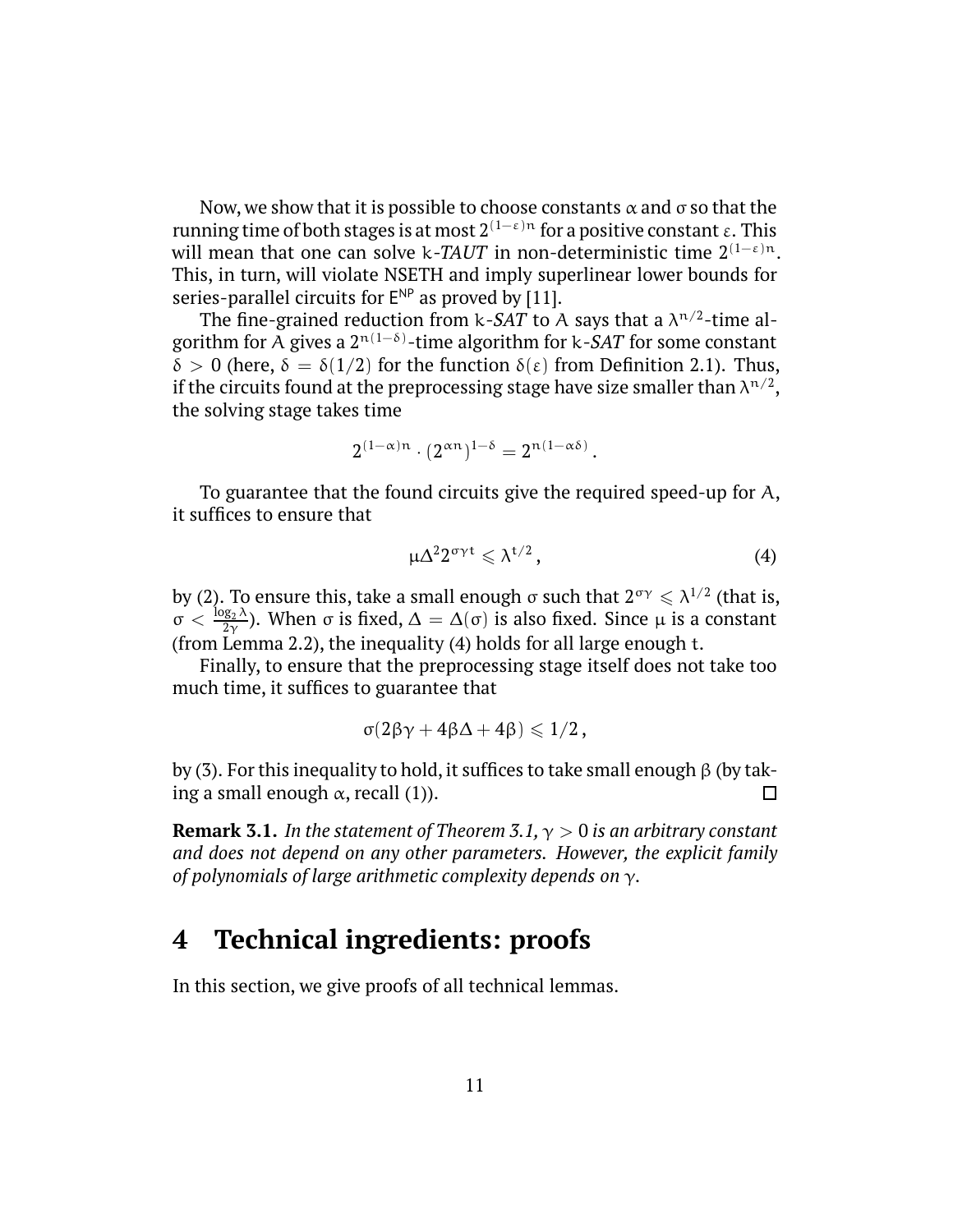Now, we show that it is possible to choose constants $\alpha$ and $\sigma$ so that the running time of both stages is at most $2^{(1-\varepsilon)n}$ for a positive constant $\varepsilon$. This will mean that one can solve $k$-*TAUT* in non-deterministic time $2^{(1-\varepsilon)n}$. This, in turn, will violate NSETH and imply superlinear lower bounds for series-parallel circuits for $\mathsf{E}^{\mathsf{NP}}$ as proved by [11].

The fine-grained reduction from $k$-*SAT* to $A$ says that a $\lambda^{n/2}$-time algorithm for $A$ gives a $2^{n(1-\delta)}$-time algorithm for $k$-*SAT* for some constant $\delta > 0$ (here, $\delta = \delta(1/2)$ for the function $\delta(\varepsilon)$ from Definition 2.1). Thus, if the circuits found at the preprocessing stage have size smaller than $\lambda^{n/2}$, the solving stage takes time

$$2^{(1-\alpha)n} \cdot (2^{\alpha n})^{1-\delta} = 2^{n(1-\alpha\delta)}\,.$$

To guarantee that the found circuits give the required speed-up for $A$, it suffices to ensure that

$$\mu\Delta^2 2^{\sigma\gamma t} \leqslant \lambda^{t/2}\,, \tag{4}$$

by (2). To ensure this, take a small enough $\sigma$ such that $2^{\sigma\gamma} \leqslant \lambda^{1/2}$ (that is, $\sigma < \frac{\log_2 \lambda}{2\gamma}$). When $\sigma$ is fixed, $\Delta = \Delta(\sigma)$ is also fixed. Since $\mu$ is a constant (from Lemma 2.2), the inequality (4) holds for all large enough $t$.

Finally, to ensure that the preprocessing stage itself does not take too much time, it suffices to guarantee that

$$\sigma(2\beta\gamma + 4\beta\Delta + 4\beta) \leqslant 1/2\,,$$

by (3). For this inequality to hold, it suffices to take small enough $\beta$ (by taking a small enough $\alpha$, recall (1)). □

**Remark 3.1.** *In the statement of Theorem 3.1, $\gamma > 0$ is an arbitrary constant and does not depend on any other parameters. However, the explicit family of polynomials of large arithmetic complexity depends on $\gamma$.*

# 4 Technical ingredients: proofs

In this section, we give proofs of all technical lemmas.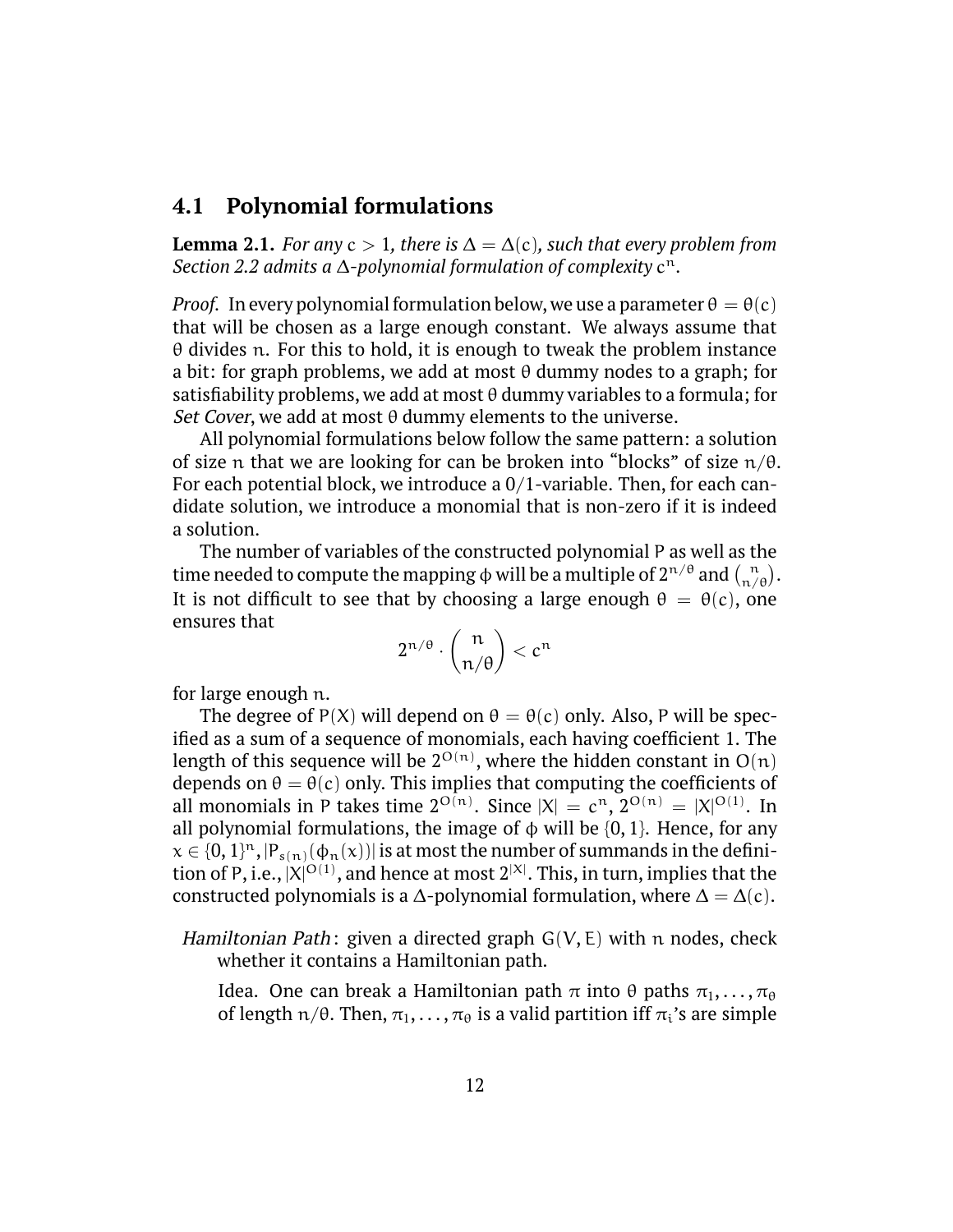## 4.1 Polynomial formulations

**Lemma 2.1.** *For any $c > 1$, there is $\Delta = \Delta(c)$, such that every problem from Section 2.2 admits a $\Delta$-polynomial formulation of complexity $c^n$.*

*Proof.* In every polynomial formulation below, we use a parameter $\theta = \theta(c)$ that will be chosen as a large enough constant. We always assume that $\theta$ divides $n$. For this to hold, it is enough to tweak the problem instance a bit: for graph problems, we add at most $\theta$ dummy nodes to a graph; for satisfiability problems, we add at most $\theta$ dummy variables to a formula; for *Set Cover*, we add at most $\theta$ dummy elements to the universe.

All polynomial formulations below follow the same pattern: a solution of size $n$ that we are looking for can be broken into "blocks" of size $n/\theta$. For each potential block, we introduce a 0/1-variable. Then, for each candidate solution, we introduce a monomial that is non-zero if it is indeed a solution.

The number of variables of the constructed polynomial $P$ as well as the time needed to compute the mapping $\phi$ will be a multiple of $2^{n/\theta}$ and $\binom{n}{n/\theta}$. It is not difficult to see that by choosing a large enough $\theta = \theta(c)$, one ensures that

$$2^{n/\theta} \cdot \binom{n}{n/\theta} < c^n$$

for large enough $n$.

The degree of $P(X)$ will depend on $\theta = \theta(c)$ only. Also, $P$ will be specified as a sum of a sequence of monomials, each having coefficient 1. The length of this sequence will be $2^{O(n)}$, where the hidden constant in $O(n)$ depends on $\theta = \theta(c)$ only. This implies that computing the coefficients of all monomials in $P$ takes time $2^{O(n)}$. Since $|X| = c^n$, $2^{O(n)} = |X|^{O(1)}$. In all polynomial formulations, the image of $\phi$ will be $\{0, 1\}$. Hence, for any $x \in \{0, 1\}^n$, $|P_{s(n)}(\phi_n(x))|$ is at most the number of summands in the definition of $P$, i.e., $|X|^{O(1)}$, and hence at most $2^{|X|}$. This, in turn, implies that the constructed polynomials is a $\Delta$-polynomial formulation, where $\Delta = \Delta(c)$.

*Hamiltonian Path*: given a directed graph $G(V, E)$ with $n$ nodes, check whether it contains a Hamiltonian path.

Idea. One can break a Hamiltonian path $\pi$ into $\theta$ paths $\pi_1, \dots, \pi_\theta$ of length $n/\theta$. Then, $\pi_1, \dots, \pi_\theta$ is a valid partition iff $\pi_i$'s are simple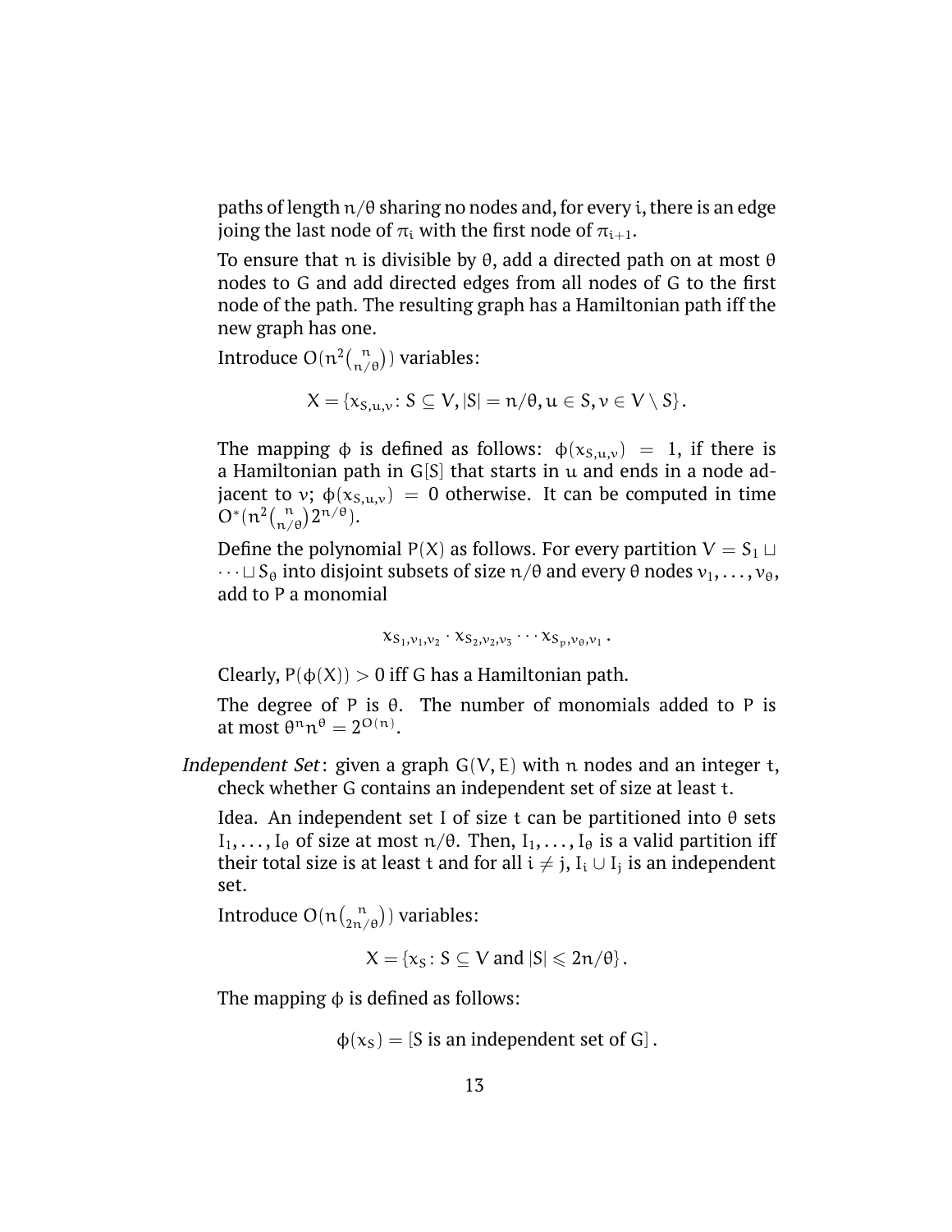paths of length $n/\theta$ sharing no nodes and, for every $i$, there is an edge joing the last node of $\pi_i$ with the first node of $\pi_{i+1}$.

To ensure that $n$ is divisible by $\theta$, add a directed path on at most $\theta$ nodes to $G$ and add directed edges from all nodes of $G$ to the first node of the path. The resulting graph has a Hamiltonian path iff the new graph has one.

Introduce $O(n^2\binom{n}{n/\theta})$ variables:

$$X = \{x_{S,u,v} \colon S \subseteq V, |S| = n/\theta, u \in S, v \in V \setminus S\}.$$

The mapping $\phi$ is defined as follows: $\phi(x_{S,u,v}) = 1$, if there is a Hamiltonian path in $G[S]$ that starts in $u$ and ends in a node adjacent to $v$; $\phi(x_{S,u,v}) = 0$ otherwise. It can be computed in time $O^*(n^2\binom{n}{n/\theta}2^{n/\theta})$.

Define the polynomial $P(X)$ as follows. For every partition $V = S_1 \sqcup \cdots \sqcup S_\theta$ into disjoint subsets of size $n/\theta$ and every $\theta$ nodes $v_1, \ldots, v_\theta$, add to $P$ a monomial

$$x_{S_1,v_1,v_2} \cdot x_{S_2,v_2,v_3} \cdots x_{S_p,v_\theta,v_1}.$$

Clearly, $P(\phi(X)) > 0$ iff $G$ has a Hamiltonian path.

The degree of $P$ is $\theta$. The number of monomials added to $P$ is at most $\theta^n n^\theta = 2^{O(n)}$.

*Independent Set*: given a graph $G(V, E)$ with $n$ nodes and an integer $t$, check whether $G$ contains an independent set of size at least $t$.

Idea. An independent set $I$ of size $t$ can be partitioned into $\theta$ sets $I_1, \ldots, I_\theta$ of size at most $n/\theta$. Then, $I_1, \ldots, I_\theta$ is a valid partition iff their total size is at least $t$ and for all $i \neq j$, $I_i \cup I_j$ is an independent set.

Introduce $O(n\binom{n}{2n/\theta})$ variables:

$$X = \{x_S \colon S \subseteq V \text{ and } |S| \leqslant 2n/\theta\}.$$

The mapping $\phi$ is defined as follows:

$$\phi(x_S) = [S \text{ is an independent set of } G].$$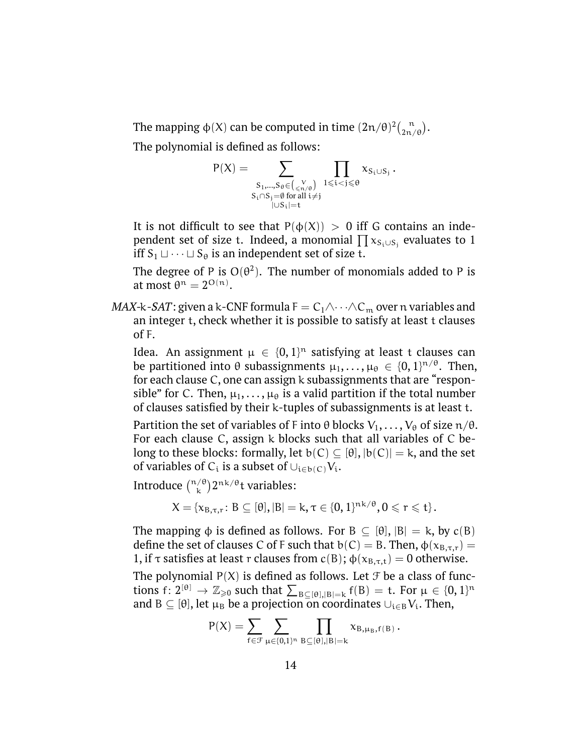The mapping $\phi(X)$ can be computed in time $(2n/\theta)^2\binom{n}{2n/\theta}$.

The polynomial is defined as follows:

$$P(X) = \sum_{\substack{S_1,\dots,S_\theta \in \binom{V}{\leqslant n/\theta} \\ S_i \cap S_j = \emptyset \text{ for all } i \neq j \\ |\cup S_i| = t}} \prod_{1 \leqslant i < j \leqslant \theta} x_{S_i \cup S_j}.$$

It is not difficult to see that $P(\phi(X)) > 0$ iff $G$ contains an independent set of size $t$. Indeed, a monomial $\prod x_{S_i \cup S_j}$ evaluates to 1 iff $S_1 \sqcup \dots \sqcup S_\theta$ is an independent set of size $t$.

The degree of $P$ is $O(\theta^2)$. The number of monomials added to $P$ is at most $\theta^n = 2^{O(n)}$.

*MAX-$k$-SAT*: given a $k$-CNF formula $F = C_1 \wedge \dots \wedge C_m$ over $n$ variables and an integer $t$, check whether it is possible to satisfy at least $t$ clauses of $F$.

Idea. An assignment $\mu \in \{0,1\}^n$ satisfying at least $t$ clauses can be partitioned into $\theta$ subassignments $\mu_1, \dots, \mu_\theta \in \{0,1\}^{n/\theta}$. Then, for each clause $C$, one can assign $k$ subassignments that are "responsible" for $C$. Then, $\mu_1, \dots, \mu_\theta$ is a valid partition if the total number of clauses satisfied by their $k$-tuples of subassignments is at least $t$.

Partition the set of variables of $F$ into $\theta$ blocks $V_1, \dots, V_\theta$ of size $n/\theta$. For each clause $C$, assign $k$ blocks such that all variables of $C$ belong to these blocks: formally, let $b(C) \subseteq [\theta]$, $|b(C)| = k$, and the set of variables of $C_i$ is a subset of $\cup_{i \in b(C)} V_i$.

Introduce $\binom{n/\theta}{k} 2^{nk/\theta} t$ variables:

$$X = \{x_{B,\tau,r} \colon B \subseteq [\theta], |B| = k, \tau \in \{0,1\}^{nk/\theta}, 0 \leqslant r \leqslant t\}.$$

The mapping $\phi$ is defined as follows. For $B \subseteq [\theta]$, $|B| = k$, by $c(B)$ define the set of clauses $C$ of $F$ such that $b(C) = B$. Then, $\phi(x_{B,\tau,r}) = 1$, if $\tau$ satisfies at least $r$ clauses from $c(B)$; $\phi(x_{B,\tau,t}) = 0$ otherwise.

The polynomial $P(X)$ is defined as follows. Let $\mathcal{F}$ be a class of functions $f \colon 2^{[\theta]} \to \mathbb{Z}_{\geqslant 0}$ such that $\sum_{B \subseteq [\theta], |B| = k} f(B) = t$. For $\mu \in \{0,1\}^n$ and $B \subseteq [\theta]$, let $\mu_B$ be a projection on coordinates $\cup_{i \in B} V_i$. Then,

$$P(X) = \sum_{f \in \mathcal{F}} \sum_{\mu \in \{0,1\}^n} \prod_{B \subseteq [\theta], |B| = k} x_{B, \mu_B, f(B)}.$$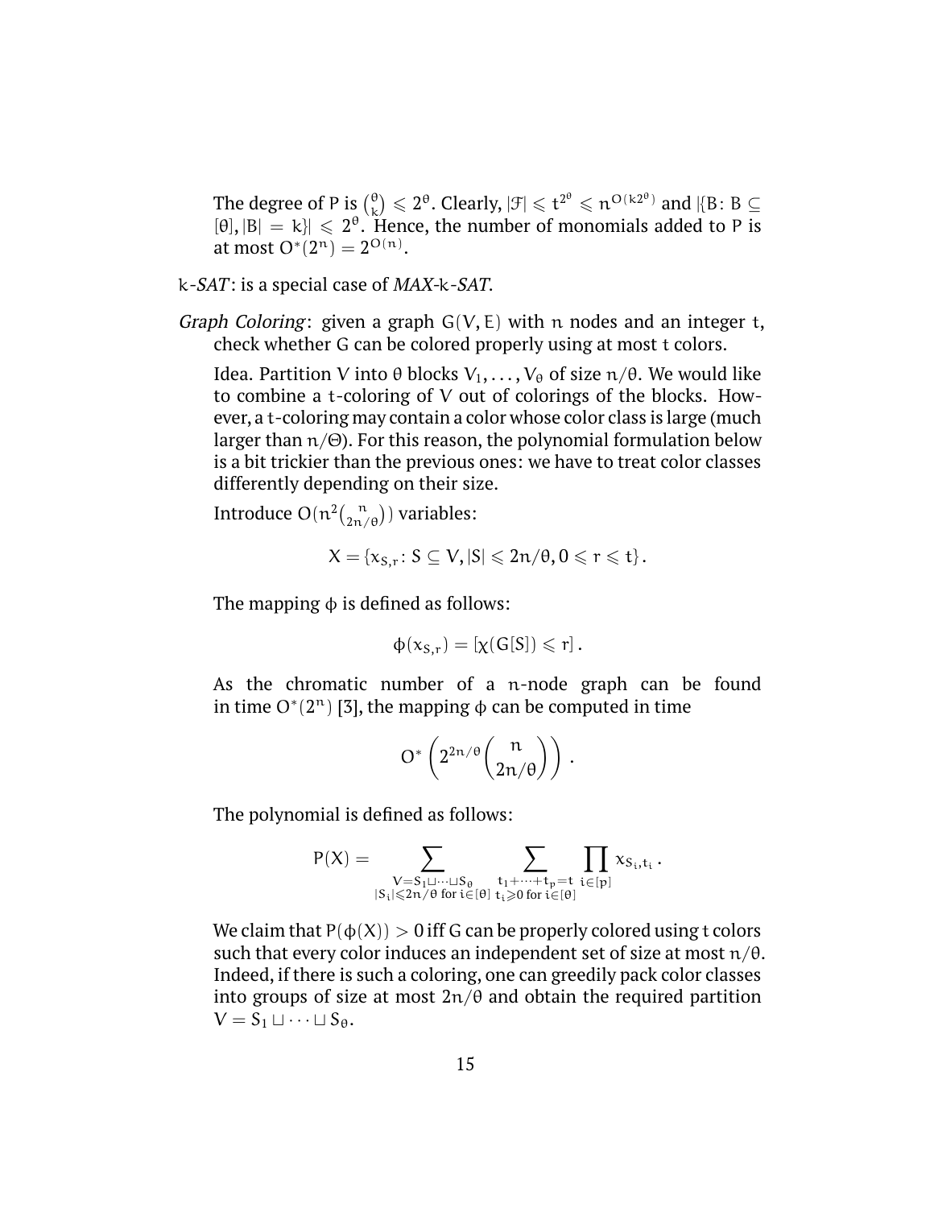The degree of P is $\binom{\theta}{k} \leqslant 2^\theta$. Clearly, $|\mathcal{F}| \leqslant t^{2^\theta} \leqslant n^{O(k2^\theta)}$ and $|\{B : B \subseteq [\theta], |B| = k\}| \leqslant 2^\theta$. Hence, the number of monomials added to P is at most $O^*(2^n) = 2^{O(n)}$.

$k$-*SAT*: is a special case of *MAX*-$k$-*SAT*.

*Graph Coloring*: given a graph $G(V, E)$ with $n$ nodes and an integer $t$, check whether G can be colored properly using at most $t$ colors.

Idea. Partition V into $\theta$ blocks $V_1, \ldots, V_\theta$ of size $n/\theta$. We would like to combine a $t$-coloring of V out of colorings of the blocks. However, a $t$-coloring may contain a color whose color class is large (much larger than $n/\Theta$). For this reason, the polynomial formulation below is a bit trickier than the previous ones: we have to treat color classes differently depending on their size.

Introduce $O(n^2\binom{n}{2n/\theta})$ variables:

$$X = \{x_{S,r} : S \subseteq V, |S| \leqslant 2n/\theta, 0 \leqslant r \leqslant t\}.$$

The mapping $\phi$ is defined as follows:

$$\phi(x_{S,r}) = [\chi(G[S]) \leqslant r].$$

As the chromatic number of a $n$-node graph can be found in time $O^*(2^n)$ [3], the mapping $\phi$ can be computed in time

$$O^*\left(2^{2n/\theta}\binom{n}{2n/\theta}\right).$$

The polynomial is defined as follows:

$$P(X) = \sum_{\substack{V = S_1 \sqcup \cdots \sqcup S_\theta \\ |S_i| \leqslant 2n/\theta \text{ for } i \in [\theta]}} \sum_{\substack{t_1 + \cdots + t_p = t \\ t_i \geqslant 0 \text{ for } i \in [\theta]}} \prod_{i \in [p]} x_{S_i, t_i}.$$

We claim that $P(\phi(X)) > 0$ iff G can be properly colored using $t$ colors such that every color induces an independent set of size at most $n/\theta$. Indeed, if there is such a coloring, one can greedily pack color classes into groups of size at most $2n/\theta$ and obtain the required partition $V = S_1 \sqcup \cdots \sqcup S_\theta$.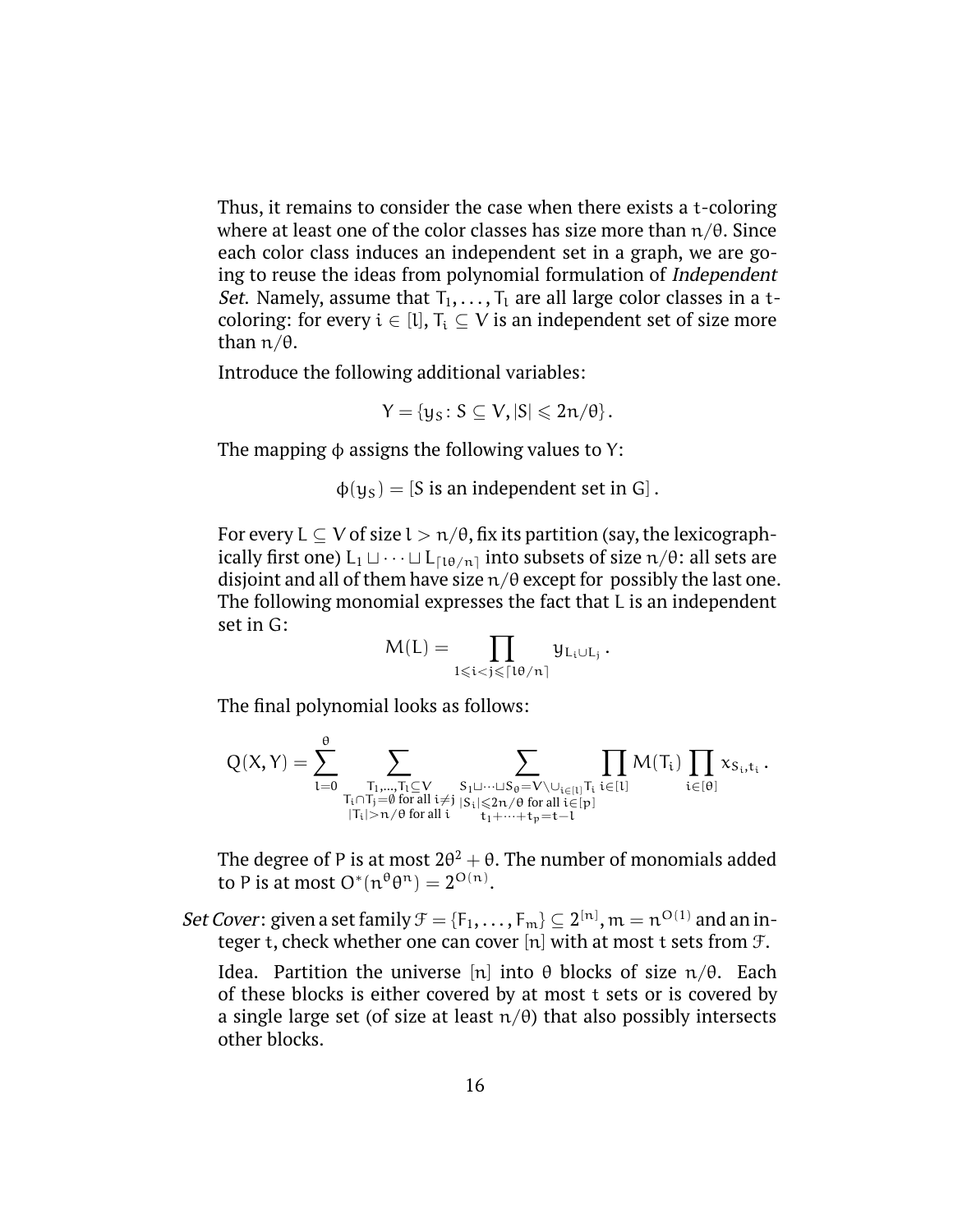Thus, it remains to consider the case when there exists a $t$-coloring where at least one of the color classes has size more than $n/\theta$. Since each color class induces an independent set in a graph, we are going to reuse the ideas from polynomial formulation of *Independent Set*. Namely, assume that $T_1, \dots, T_l$ are all large color classes in a $t$-coloring: for every $i \in [l]$, $T_i \subseteq V$ is an independent set of size more than $n/\theta$.

Introduce the following additional variables:

$$Y = \{y_S \colon S \subseteq V, |S| \leqslant 2n/\theta\}.$$

The mapping $\phi$ assigns the following values to $Y$:

$$\phi(y_S) = [S \text{ is an independent set in } G].$$

For every $L \subseteq V$ of size $l > n/\theta$, fix its partition (say, the lexicographically first one) $L_1 \sqcup \cdots \sqcup L_{\lceil l\theta/n \rceil}$ into subsets of size $n/\theta$: all sets are disjoint and all of them have size $n/\theta$ except for possibly the last one. The following monomial expresses the fact that $L$ is an independent set in $G$:

$$M(L) = \prod_{1 \leqslant i < j \leqslant \lceil l\theta/n \rceil} y_{L_i \cup L_j}.$$

The final polynomial looks as follows:

$$Q(X, Y) = \sum_{l=0}^{\theta} \sum_{\substack{T_1, \dots, T_l \subseteq V \\ T_i \cap T_j = \emptyset \text{ for all } i \neq j \\ |T_i| > n/\theta \text{ for all } i}} \sum_{\substack{S_1 \sqcup \cdots \sqcup S_\theta = V \setminus \cup_{i \in [l]} T_i \\ |S_i| \leqslant 2n/\theta \text{ for all } i \in [p] \\ t_1 + \cdots + t_p = t - l}} \prod_{i \in [l]} M(T_i) \prod_{i \in [\theta]} x_{S_i, t_i}.$$

The degree of $P$ is at most $2\theta^2 + \theta$. The number of monomials added to $P$ is at most $O^*(n^\theta \theta^n) = 2^{O(n)}$.

*Set Cover*: given a set family $\mathcal{F} = \{F_1, \dots, F_m\} \subseteq 2^{[n]}$, $m = n^{O(1)}$ and an integer $t$, check whether one can cover $[n]$ with at most $t$ sets from $\mathcal{F}$.

Idea. Partition the universe $[n]$ into $\theta$ blocks of size $n/\theta$. Each of these blocks is either covered by at most $t$ sets or is covered by a single large set (of size at least $n/\theta$) that also possibly intersects other blocks.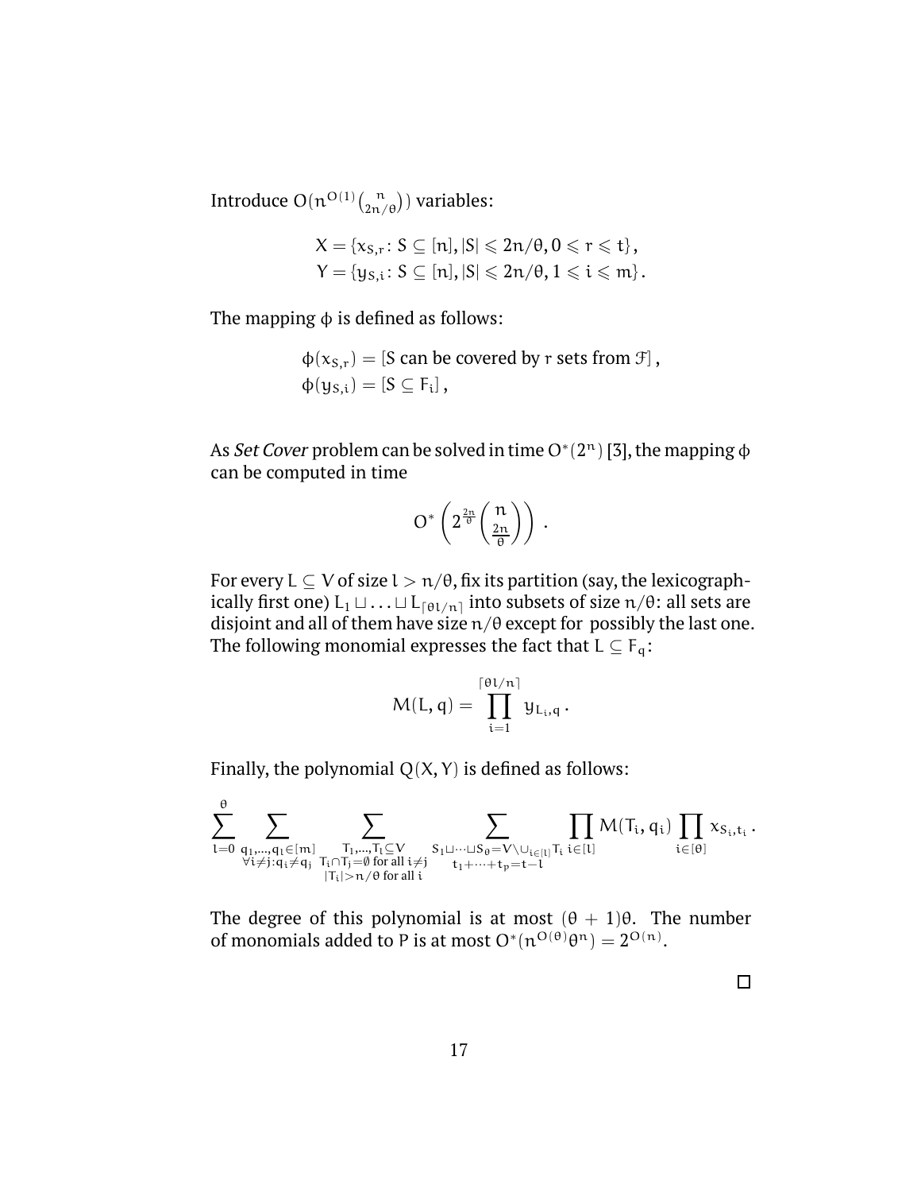Introduce $O(n^{O(1)}\binom{n}{2n/\theta})$ variables:

$$X = \{x_{S,r} \colon S \subseteq [n], |S| \leqslant 2n/\theta, 0 \leqslant r \leqslant t\},$$
$$Y = \{y_{S,i} \colon S \subseteq [n], |S| \leqslant 2n/\theta, 1 \leqslant i \leqslant m\}.$$

The mapping $\phi$ is defined as follows:

$$\phi(x_{S,r}) = [S \text{ can be covered by } r \text{ sets from } \mathcal{F}],$$
$$\phi(y_{S,i}) = [S \subseteq F_i],$$

As *Set Cover* problem can be solved in time $O^*(2^n)$ [3], the mapping $\phi$ can be computed in time

$$O^*\left(2^{\frac{2n}{\theta}}\binom{n}{\frac{2n}{\theta}}\right).$$

For every $L \subseteq V$ of size $l > n/\theta$, fix its partition (say, the lexicographically first one) $L_1 \sqcup \ldots \sqcup L_{\lceil \theta l/n \rceil}$ into subsets of size $n/\theta$: all sets are disjoint and all of them have size $n/\theta$ except for possibly the last one. The following monomial expresses the fact that $L \subseteq F_q$:

$$M(L, q) = \prod_{i=1}^{\lceil \theta l/n \rceil} y_{L_i,q}.$$

Finally, the polynomial $Q(X, Y)$ is defined as follows:

$$\sum_{l=0}^{\theta} \sum_{\substack{q_1,\ldots,q_l \in [m] \\ \forall i \neq j : q_i \neq q_j}} \sum_{\substack{T_1,\ldots,T_l \subseteq V \\ T_i \cap T_j = \emptyset \text{ for all } i \neq j \\ |T_i| > n/\theta \text{ for all } i}} \sum_{\substack{S_1 \sqcup \cdots \sqcup S_\theta = V \setminus \cup_{i \in [l]} T_i \\ t_1 + \cdots + t_p = t - l}} \prod_{i \in [l]} M(T_i, q_i) \prod_{i \in [\theta]} x_{S_i,t_i}.$$

The degree of this polynomial is at most $(\theta + 1)\theta$. The number of monomials added to $P$ is at most $O^*(n^{O(\theta)}\theta^n) = 2^{O(n)}$.

$\square$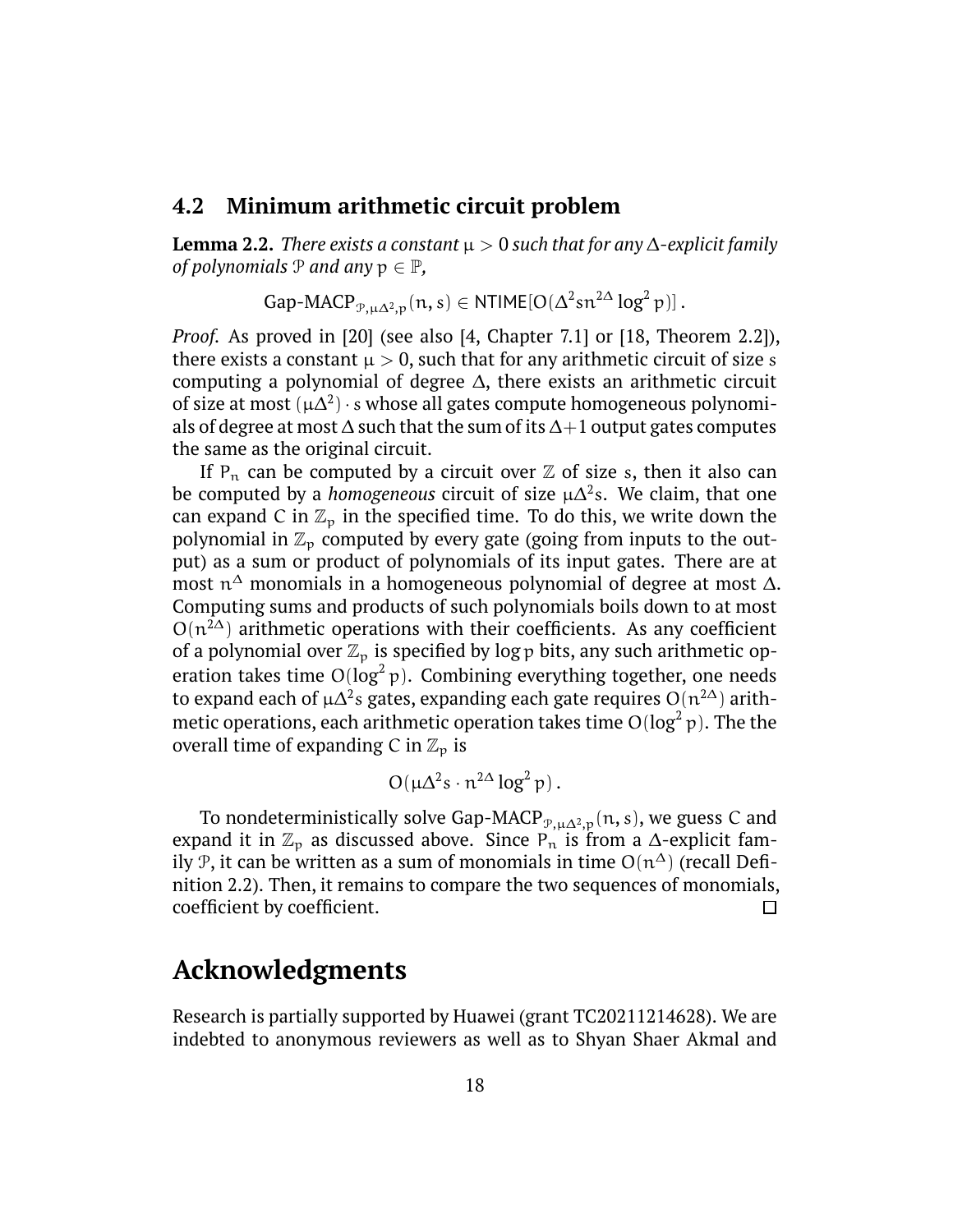## 4.2 Minimum arithmetic circuit problem

**Lemma 2.2.** *There exists a constant $\mu > 0$ such that for any $\Delta$-explicit family of polynomials $\mathcal{P}$ and any $p \in \mathbb{P}$,*

$$\text{Gap-MACP}_{\mathcal{P},\mu\Delta^2,p}(n,s) \in \mathsf{NTIME}[O(\Delta^2 s n^{2\Delta} \log^2 p)]\,.$$

*Proof.* As proved in [20] (see also [4, Chapter 7.1] or [18, Theorem 2.2]), there exists a constant $\mu > 0$, such that for any arithmetic circuit of size $s$ computing a polynomial of degree $\Delta$, there exists an arithmetic circuit of size at most $(\mu\Delta^2) \cdot s$ whose all gates compute homogeneous polynomials of degree at most $\Delta$ such that the sum of its $\Delta+1$ output gates computes the same as the original circuit.

If $P_n$ can be computed by a circuit over $\mathbb{Z}$ of size $s$, then it also can be computed by a *homogeneous* circuit of size $\mu\Delta^2 s$. We claim, that one can expand $C$ in $\mathbb{Z}_p$ in the specified time. To do this, we write down the polynomial in $\mathbb{Z}_p$ computed by every gate (going from inputs to the output) as a sum or product of polynomials of its input gates. There are at most $n^\Delta$ monomials in a homogeneous polynomial of degree at most $\Delta$. Computing sums and products of such polynomials boils down to at most $O(n^{2\Delta})$ arithmetic operations with their coefficients. As any coefficient of a polynomial over $\mathbb{Z}_p$ is specified by $\log p$ bits, any such arithmetic operation takes time $O(\log^2 p)$. Combining everything together, one needs to expand each of $\mu\Delta^2 s$ gates, expanding each gate requires $O(n^{2\Delta})$ arithmetic operations, each arithmetic operation takes time $O(\log^2 p)$. The the overall time of expanding $C$ in $\mathbb{Z}_p$ is

$$O(\mu\Delta^2 s \cdot n^{2\Delta} \log^2 p)\,.$$

To nondeterministically solve $\text{Gap-MACP}_{\mathcal{P},\mu\Delta^2,p}(n,s)$, we guess $C$ and expand it in $\mathbb{Z}_p$ as discussed above. Since $P_n$ is from a $\Delta$-explicit family $\mathcal{P}$, it can be written as a sum of monomials in time $O(n^\Delta)$ (recall Definition 2.2). Then, it remains to compare the two sequences of monomials, coefficient by coefficient. □

# Acknowledgments

Research is partially supported by Huawei (grant TC20211214628). We are indebted to anonymous reviewers as well as to Shyan Shaer Akmal and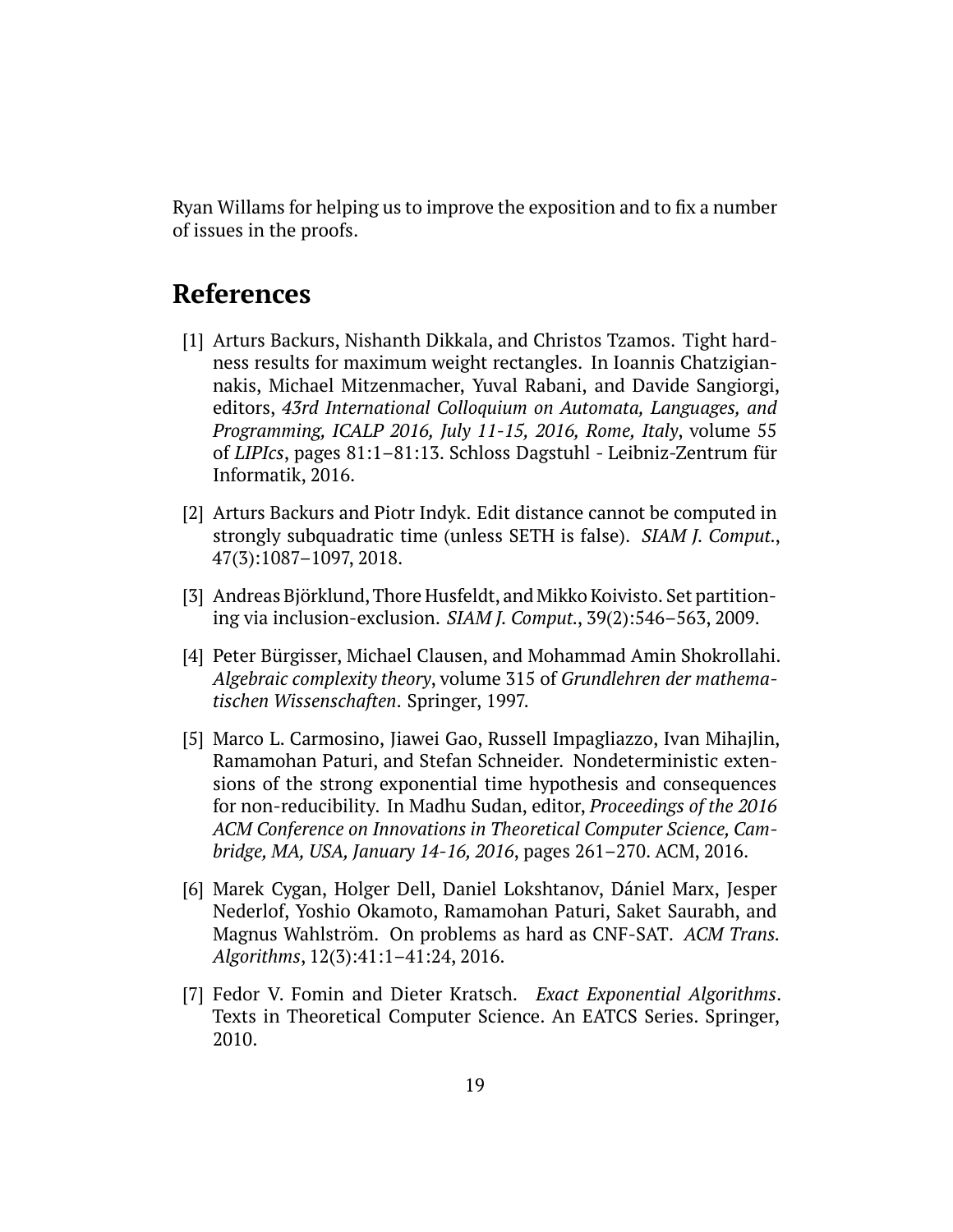Ryan Willams for helping us to improve the exposition and to fix a number of issues in the proofs.

## References

[1] Arturs Backurs, Nishanth Dikkala, and Christos Tzamos. Tight hardness results for maximum weight rectangles. In Ioannis Chatzigiannakis, Michael Mitzenmacher, Yuval Rabani, and Davide Sangiorgi, editors, *43rd International Colloquium on Automata, Languages, and Programming, ICALP 2016, July 11-15, 2016, Rome, Italy*, volume 55 of *LIPIcs*, pages 81:1–81:13. Schloss Dagstuhl - Leibniz-Zentrum für Informatik, 2016.

[2] Arturs Backurs and Piotr Indyk. Edit distance cannot be computed in strongly subquadratic time (unless SETH is false). *SIAM J. Comput.*, 47(3):1087–1097, 2018.

[3] Andreas Björklund, Thore Husfeldt, and Mikko Koivisto. Set partitioning via inclusion-exclusion. *SIAM J. Comput.*, 39(2):546–563, 2009.

[4] Peter Bürgisser, Michael Clausen, and Mohammad Amin Shokrollahi. *Algebraic complexity theory*, volume 315 of *Grundlehren der mathematischen Wissenschaften*. Springer, 1997.

[5] Marco L. Carmosino, Jiawei Gao, Russell Impagliazzo, Ivan Mihajlin, Ramamohan Paturi, and Stefan Schneider. Nondeterministic extensions of the strong exponential time hypothesis and consequences for non-reducibility. In Madhu Sudan, editor, *Proceedings of the 2016 ACM Conference on Innovations in Theoretical Computer Science, Cambridge, MA, USA, January 14-16, 2016*, pages 261–270. ACM, 2016.

[6] Marek Cygan, Holger Dell, Daniel Lokshtanov, Dániel Marx, Jesper Nederlof, Yoshio Okamoto, Ramamohan Paturi, Saket Saurabh, and Magnus Wahlström. On problems as hard as CNF-SAT. *ACM Trans. Algorithms*, 12(3):41:1–41:24, 2016.

[7] Fedor V. Fomin and Dieter Kratsch. *Exact Exponential Algorithms*. Texts in Theoretical Computer Science. An EATCS Series. Springer, 2010.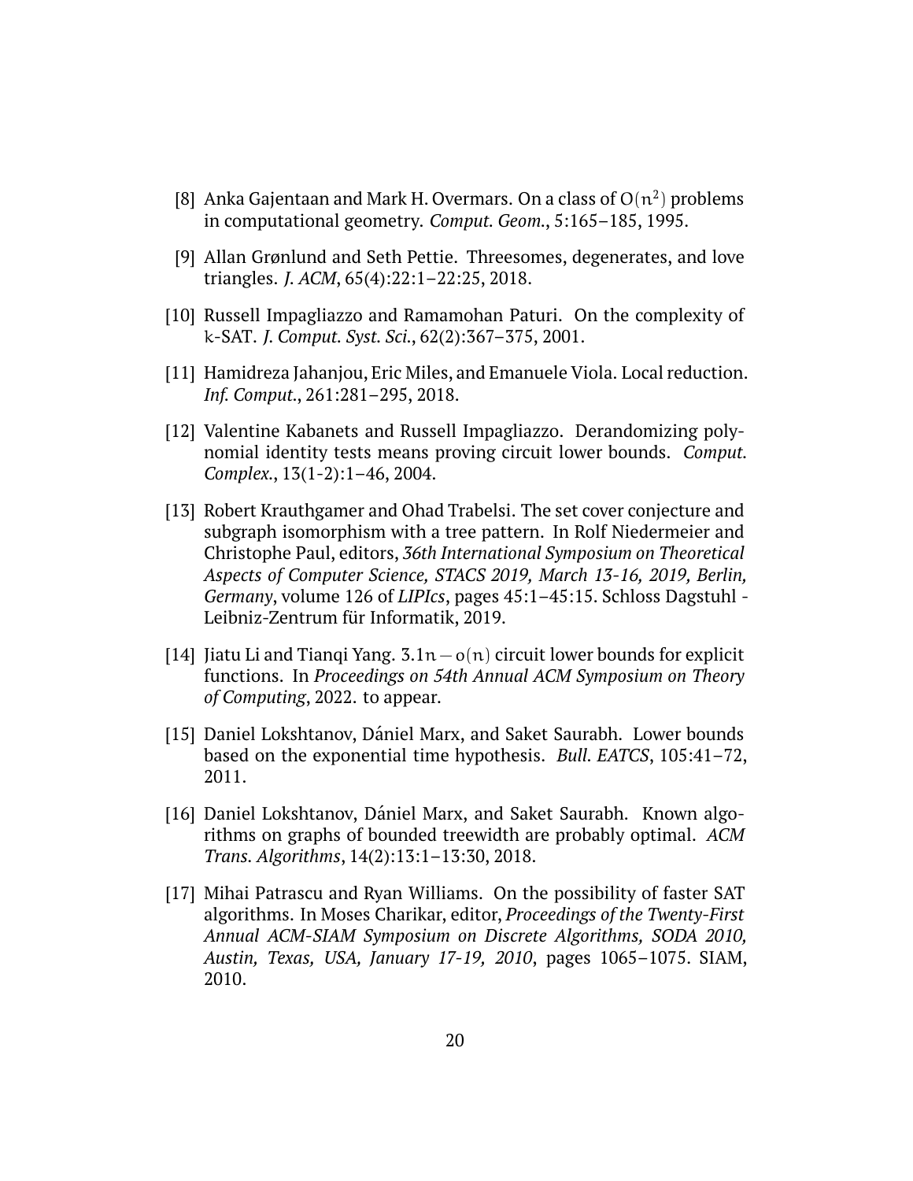[8] Anka Gajentaan and Mark H. Overmars. On a class of $O(n^2)$ problems in computational geometry. *Comput. Geom.*, 5:165–185, 1995.

[9] Allan Grønlund and Seth Pettie. Threesomes, degenerates, and love triangles. *J. ACM*, 65(4):22:1–22:25, 2018.

[10] Russell Impagliazzo and Ramamohan Paturi. On the complexity of $k$-SAT. *J. Comput. Syst. Sci.*, 62(2):367–375, 2001.

[11] Hamidreza Jahanjou, Eric Miles, and Emanuele Viola. Local reduction. *Inf. Comput.*, 261:281–295, 2018.

[12] Valentine Kabanets and Russell Impagliazzo. Derandomizing polynomial identity tests means proving circuit lower bounds. *Comput. Complex.*, 13(1-2):1–46, 2004.

[13] Robert Krauthgamer and Ohad Trabelsi. The set cover conjecture and subgraph isomorphism with a tree pattern. In Rolf Niedermeier and Christophe Paul, editors, *36th International Symposium on Theoretical Aspects of Computer Science, STACS 2019, March 13-16, 2019, Berlin, Germany*, volume 126 of *LIPIcs*, pages 45:1–45:15. Schloss Dagstuhl - Leibniz-Zentrum für Informatik, 2019.

[14] Jiatu Li and Tianqi Yang. $3.1n - o(n)$ circuit lower bounds for explicit functions. In *Proceedings on 54th Annual ACM Symposium on Theory of Computing*, 2022. to appear.

[15] Daniel Lokshtanov, Dániel Marx, and Saket Saurabh. Lower bounds based on the exponential time hypothesis. *Bull. EATCS*, 105:41–72, 2011.

[16] Daniel Lokshtanov, Dániel Marx, and Saket Saurabh. Known algorithms on graphs of bounded treewidth are probably optimal. *ACM Trans. Algorithms*, 14(2):13:1–13:30, 2018.

[17] Mihai Patrascu and Ryan Williams. On the possibility of faster SAT algorithms. In Moses Charikar, editor, *Proceedings of the Twenty-First Annual ACM-SIAM Symposium on Discrete Algorithms, SODA 2010, Austin, Texas, USA, January 17-19, 2010*, pages 1065–1075. SIAM, 2010.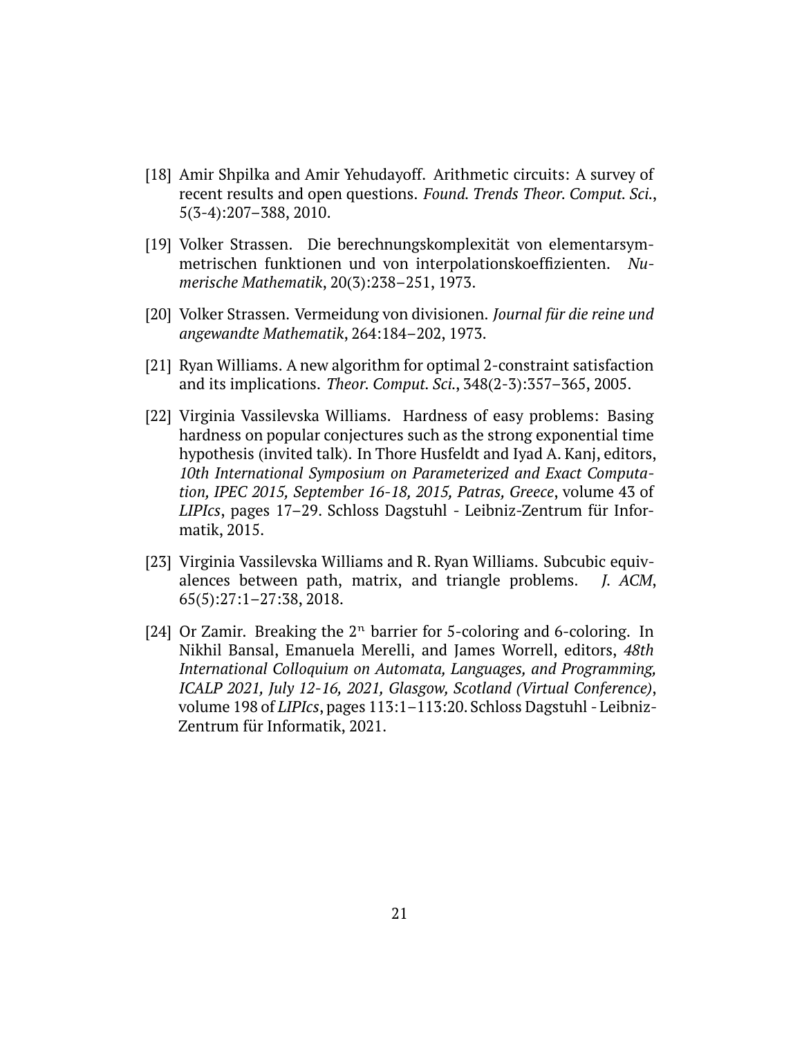[18] Amir Shpilka and Amir Yehudayoff. Arithmetic circuits: A survey of recent results and open questions. *Found. Trends Theor. Comput. Sci.*, 5(3-4):207–388, 2010.

[19] Volker Strassen. Die berechnungskomplexität von elementarsymmetrischen funktionen und von interpolationskoeffizienten. *Numerische Mathematik*, 20(3):238–251, 1973.

[20] Volker Strassen. Vermeidung von divisionen. *Journal für die reine und angewandte Mathematik*, 264:184–202, 1973.

[21] Ryan Williams. A new algorithm for optimal 2-constraint satisfaction and its implications. *Theor. Comput. Sci.*, 348(2-3):357–365, 2005.

[22] Virginia Vassilevska Williams. Hardness of easy problems: Basing hardness on popular conjectures such as the strong exponential time hypothesis (invited talk). In Thore Husfeldt and Iyad A. Kanj, editors, *10th International Symposium on Parameterized and Exact Computation, IPEC 2015, September 16-18, 2015, Patras, Greece*, volume 43 of *LIPIcs*, pages 17–29. Schloss Dagstuhl - Leibniz-Zentrum für Informatik, 2015.

[23] Virginia Vassilevska Williams and R. Ryan Williams. Subcubic equivalences between path, matrix, and triangle problems. *J. ACM*, 65(5):27:1–27:38, 2018.

[24] Or Zamir. Breaking the $2^n$ barrier for 5-coloring and 6-coloring. In Nikhil Bansal, Emanuela Merelli, and James Worrell, editors, *48th International Colloquium on Automata, Languages, and Programming, ICALP 2021, July 12-16, 2021, Glasgow, Scotland (Virtual Conference)*, volume 198 of *LIPIcs*, pages 113:1–113:20. Schloss Dagstuhl - Leibniz-Zentrum für Informatik, 2021.